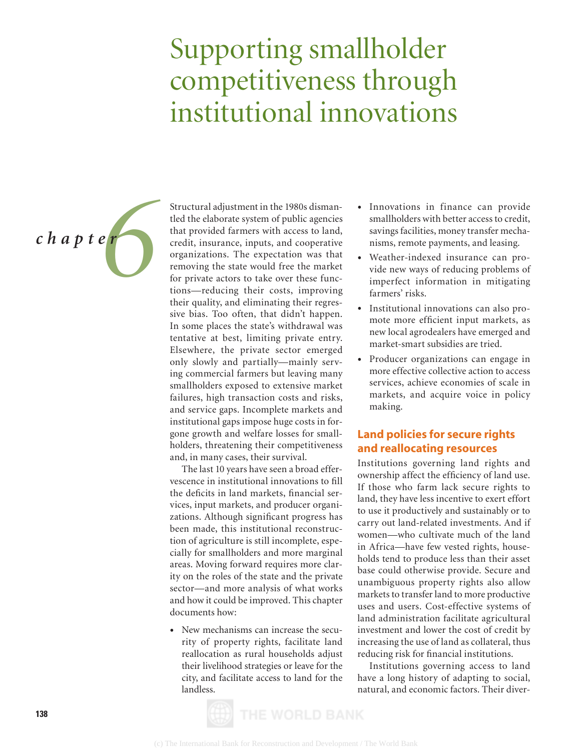# Supporting smallholder competitiveness through institutional innovations

*chapter* 6

Structural adjustment in the 1980s dismantled the elaborate system of public agencies that provided farmers with access to land, credit, insurance, inputs, and cooperative organizations. The expectation was that removing the state would free the market for private actors to take over these functions—reducing their costs, improving their quality, and eliminating their regressive bias. Too often, that didn't happen. In some places the state's withdrawal was tentative at best, limiting private entry. Elsewhere, the private sector emerged only slowly and partially—mainly serving commercial farmers but leaving many smallholders exposed to extensive market failures, high transaction costs and risks, and service gaps. Incomplete markets and institutional gaps impose huge costs in forgone growth and welfare losses for smallholders, threatening their competitiveness and, in many cases, their survival.

The last 10 years have seen a broad effervescence in institutional innovations to fill the deficits in land markets, financial services, input markets, and producer organizations. Although significant progress has been made, this institutional reconstruction of agriculture is still incomplete, especially for smallholders and more marginal areas. Moving forward requires more clarity on the roles of the state and the private sector—and more analysis of what works and how it could be improved. This chapter documents how:

- New mechanisms can increase the security of property rights, facilitate land reallocation as rural households adjust their livelihood strategies or leave for the city, and facilitate access to land for the landless.
- Innovations in finance can provide smallholders with better access to credit, savings facilities, money transfer mechanisms, remote payments, and leasing.
- Weather-indexed insurance can provide new ways of reducing problems of imperfect information in mitigating farmers' risks.
- Institutional innovations can also promote more efficient input markets, as new local agrodealers have emerged and market-smart subsidies are tried.
- Producer organizations can engage in more effective collective action to access services, achieve economies of scale in markets, and acquire voice in policy making.

## Land policies for secure rights and reallocating resources

Institutions governing land rights and ownership affect the efficiency of land use. If those who farm lack secure rights to land, they have less incentive to exert effort to use it productively and sustainably or to carry out land-related investments. And if women—who cultivate much of the land in Africa—have few vested rights, households tend to produce less than their asset base could otherwise provide. Secure and unambiguous property rights also allow markets to transfer land to more productive uses and users. Cost-effective systems of land administration facilitate agricultural investment and lower the cost of credit by increasing the use of land as collateral, thus reducing risk for financial institutions.

Institutions governing access to land have a long history of adapting to social, natural, and economic factors. Their diver-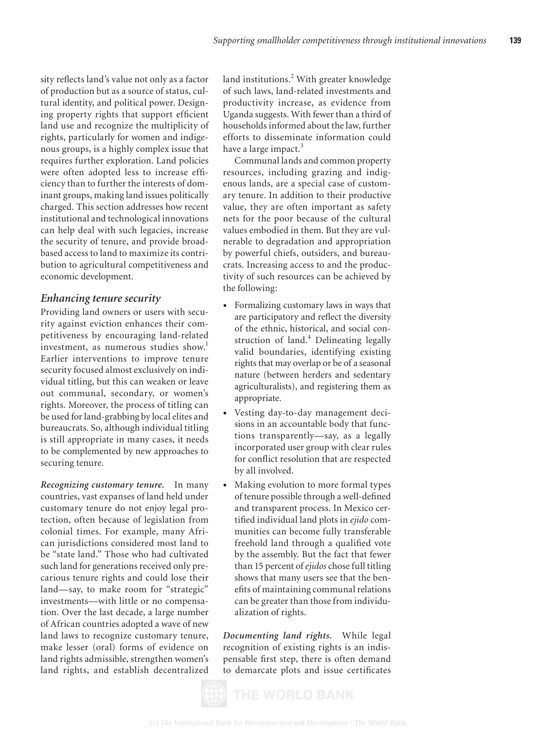sity reflects land's value not only as a factor of production but as a source of status, cultural identity, and political power. Designing property rights that support efficient land use and recognize the multiplicity of rights, particularly for women and indigenous groups, is a highly complex issue that requires further exploration. Land policies were often adopted less to increase efficiency than to further the interests of dominant groups, making land issues politically charged. This section addresses how recent institutional and technological innovations can help deal with such legacies, increase the security of tenure, and provide broad-based access to land to maximize its contribution to agricultural competitiveness and economic development.

### Enhancing tenure security

Providing land owners or users with security against eviction enhances their competitiveness by encouraging land-related investment, as numerous studies show.[1] Earlier interventions to improve tenure security focused almost exclusively on individual titling, but this can weaken or leave out communal, secondary, or women's rights. Moreover, the process of titling can be used for land-grabbing by local elites and bureaucrats. So, although individual titling is still appropriate in many cases, it needs to be complemented by new approaches to securing tenure.

***Recognizing customary tenure.*** In many countries, vast expanses of land held under customary tenure do not enjoy legal protection, often because of legislation from colonial times. For example, many African jurisdictions considered most land to be "state land." Those who had cultivated such land for generations received only precarious tenure rights and could lose their land—say, to make room for "strategic" investments—with little or no compensation. Over the last decade, a large number of African countries adopted a wave of new land laws to recognize customary tenure, make lesser (oral) forms of evidence on land rights admissible, strengthen women's land rights, and establish decentralized land institutions.[2] With greater knowledge of such laws, land-related investments and productivity increase, as evidence from Uganda suggests. With fewer than a third of households informed about the law, further efforts to disseminate information could have a large impact.[3]

Communal lands and common property resources, including grazing and indigenous lands, are a special case of customary tenure. In addition to their productive value, they are often important as safety nets for the poor because of the cultural values embodied in them. But they are vulnerable to degradation and appropriation by powerful chiefs, outsiders, and bureaucrats. Increasing access to and the productivity of such resources can be achieved by the following:

- Formalizing customary laws in ways that are participatory and reflect the diversity of the ethnic, historical, and social construction of land.[4] Delineating legally valid boundaries, identifying existing rights that may overlap or be of a seasonal nature (between herders and sedentary agriculturalists), and registering them as appropriate.
- Vesting day-to-day management decisions in an accountable body that functions transparently—say, as a legally incorporated user group with clear rules for conflict resolution that are respected by all involved.
- Making evolution to more formal types of tenure possible through a well-defined and transparent process. In Mexico certified individual land plots in *ejido* communities can become fully transferable freehold land through a qualified vote by the assembly. But the fact that fewer than 15 percent of *ejidos* chose full titling shows that many users see that the benefits of maintaining communal relations can be greater than those from individualization of rights.

***Documenting land rights.*** While legal recognition of existing rights is an indispensable first step, there is often demand to demarcate plots and issue certificates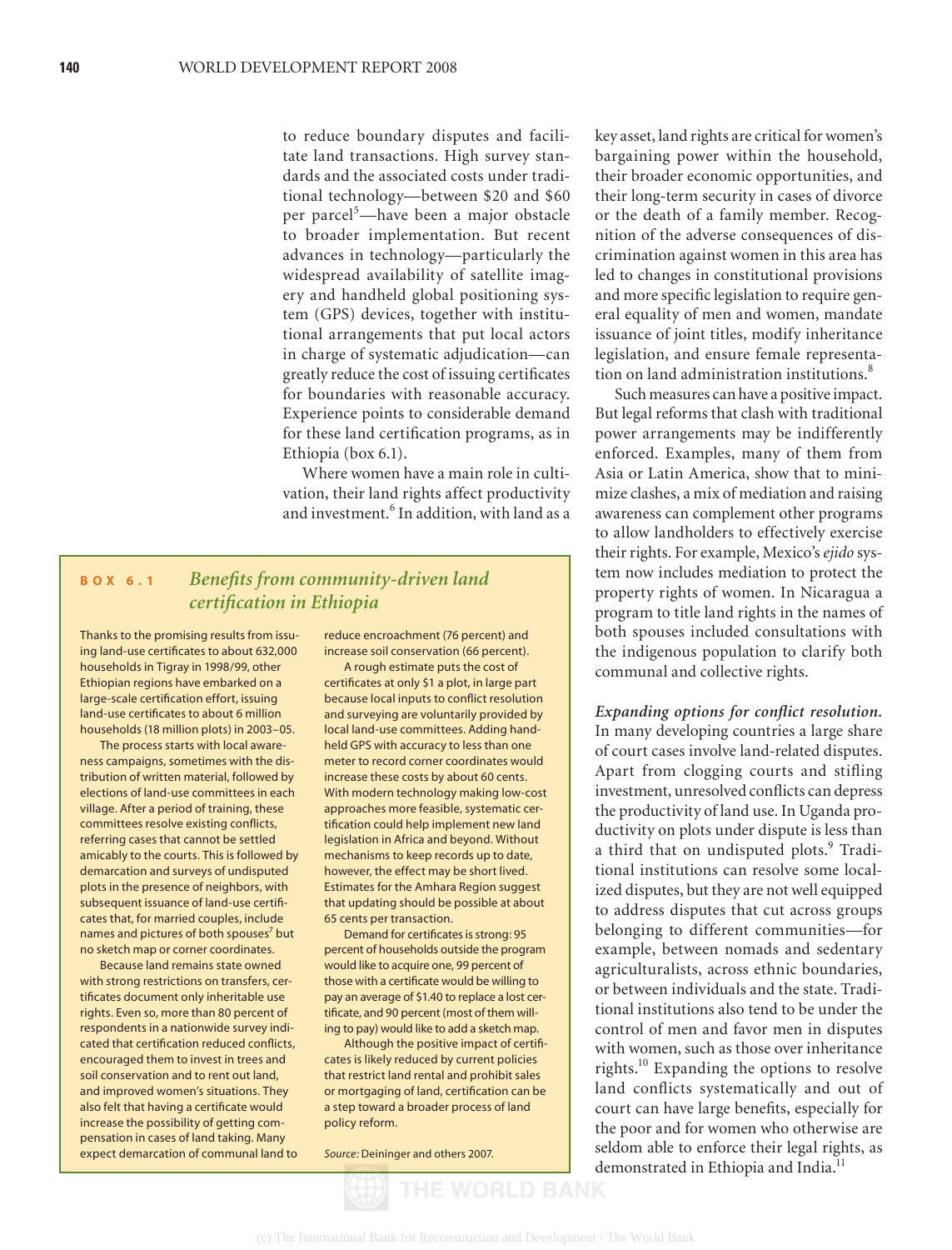to reduce boundary disputes and facilitate land transactions. High survey standards and the associated costs under traditional technology—between $20 and $60 per parcel[5]—have been a major obstacle to broader implementation. But recent advances in technology—particularly the widespread availability of satellite imagery and handheld global positioning system (GPS) devices, together with institutional arrangements that put local actors in charge of systematic adjudication—can greatly reduce the cost of issuing certificates for boundaries with reasonable accuracy. Experience points to considerable demand for these land certification programs, as in Ethiopia (box 6.1).

Where women have a main role in cultivation, their land rights affect productivity and investment.[6] In addition, with land as a key asset, land rights are critical for women's bargaining power within the household, their broader economic opportunities, and their long-term security in cases of divorce or the death of a family member. Recognition of the adverse consequences of discrimination against women in this area has led to changes in constitutional provisions and more specific legislation to require general equality of men and women, mandate issuance of joint titles, modify inheritance legislation, and ensure female representation on land administration institutions.[8]

Such measures can have a positive impact. But legal reforms that clash with traditional power arrangements may be indifferently enforced. Examples, many of them from Asia or Latin America, show that to minimize clashes, a mix of mediation and raising awareness can complement other programs to allow landholders to effectively exercise their rights. For example, Mexico's *ejido* system now includes mediation to protect the property rights of women. In Nicaragua a program to title land rights in the names of both spouses included consultations with the indigenous population to clarify both communal and collective rights.

**BOX 6.1** ***Benefits from community-driven land certification in Ethiopia***

Thanks to the promising results from issuing land-use certificates to about 632,000 households in Tigray in 1998/99, other Ethiopian regions have embarked on a large-scale certification effort, issuing land-use certificates to about 6 million households (18 million plots) in 2003–05.

The process starts with local awareness campaigns, sometimes with the distribution of written material, followed by elections of land-use committees in each village. After a period of training, these committees resolve existing conflicts, referring cases that cannot be settled amicably to the courts. This is followed by demarcation and surveys of undisputed plots in the presence of neighbors, with subsequent issuance of land-use certificates that, for married couples, include names and pictures of both spouses[7] but no sketch map or corner coordinates.

Because land remains state owned with strong restrictions on transfers, certificates document only inheritable use rights. Even so, more than 80 percent of respondents in a nationwide survey indicated that certification reduced conflicts, encouraged them to invest in trees and soil conservation and to rent out land, and improved women's situations. They also felt that having a certificate would increase the possibility of getting compensation in cases of land taking. Many expect demarcation of communal land to reduce encroachment (76 percent) and increase soil conservation (66 percent).

A rough estimate puts the cost of certificates at only $1 a plot, in large part because local inputs to conflict resolution and surveying are voluntarily provided by local land-use committees. Adding handheld GPS with accuracy to less than one meter to record corner coordinates would increase these costs by about 60 cents. With modern technology making low-cost approaches more feasible, systematic certification could help implement new land legislation in Africa and beyond. Without mechanisms to keep records up to date, however, the effect may be short lived. Estimates for the Amhara Region suggest that updating should be possible at about 65 cents per transaction.

Demand for certificates is strong: 95 percent of households outside the program would like to acquire one, 99 percent of those with a certificate would be willing to pay an average of $1.40 to replace a lost certificate, and 90 percent (most of them willing to pay) would like to add a sketch map.

Although the positive impact of certificates is likely reduced by current policies that restrict land rental and prohibit sales or mortgaging of land, certification can be a step toward a broader process of land policy reform.

*Source:* Deininger and others 2007.

***Expanding options for conflict resolution.*** In many developing countries a large share of court cases involve land-related disputes. Apart from clogging courts and stifling investment, unresolved conflicts can depress the productivity of land use. In Uganda productivity on plots under dispute is less than a third that on undisputed plots.[9] Traditional institutions can resolve some localized disputes, but they are not well equipped to address disputes that cut across groups belonging to different communities—for example, between nomads and sedentary agriculturalists, across ethnic boundaries, or between individuals and the state. Traditional institutions also tend to be under the control of men and favor men in disputes with women, such as those over inheritance rights.[10] Expanding the options to resolve land conflicts systematically and out of court can have large benefits, especially for the poor and for women who otherwise are seldom able to enforce their legal rights, as demonstrated in Ethiopia and India.[11]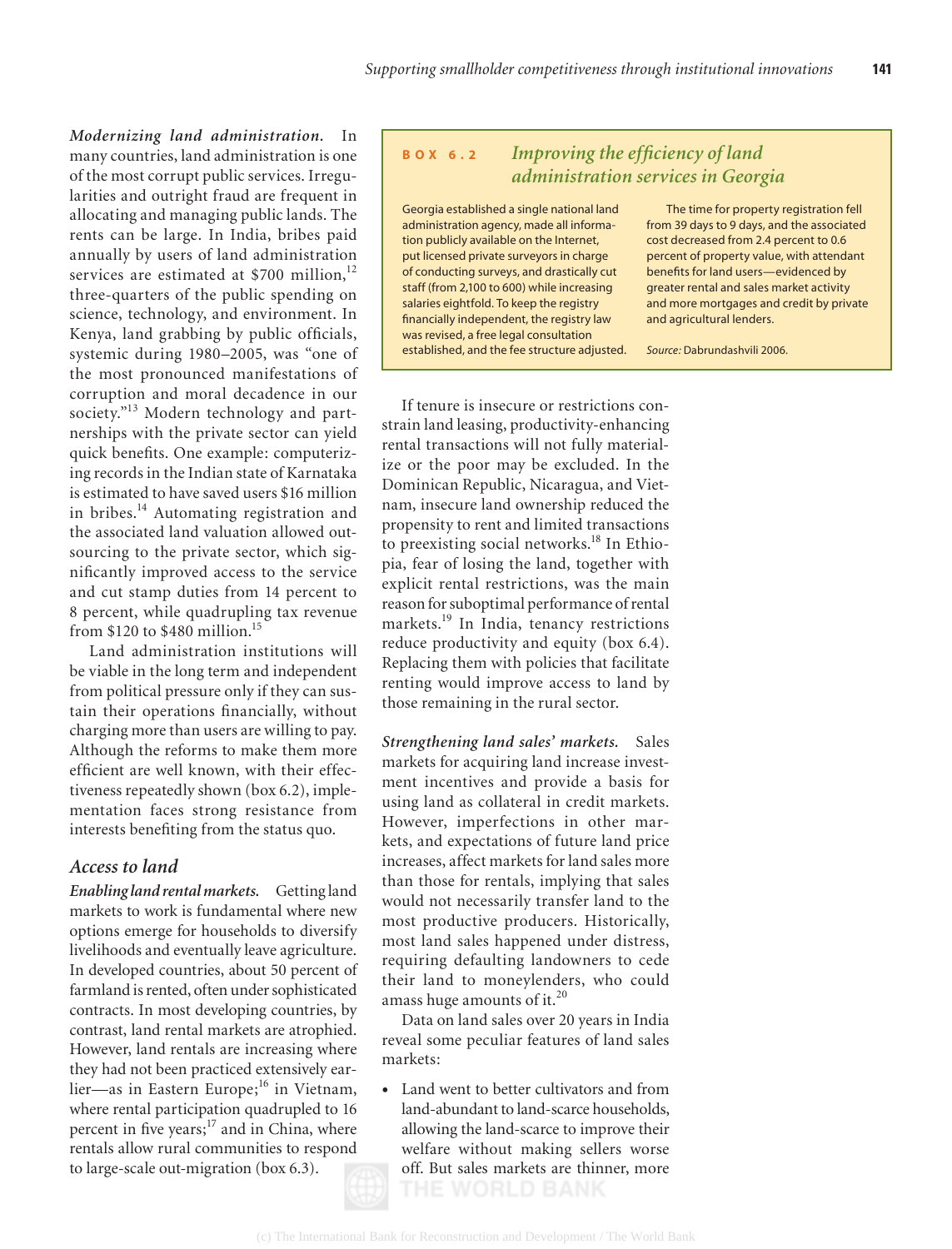***Modernizing land administration.*** In many countries, land administration is one of the most corrupt public services. Irregularities and outright fraud are frequent in allocating and managing public lands. The rents can be large. In India, bribes paid annually by users of land administration services are estimated at $700 million,[12] three-quarters of the public spending on science, technology, and environment. In Kenya, land grabbing by public officials, systemic during 1980–2005, was "one of the most pronounced manifestations of corruption and moral decadence in our society."[13] Modern technology and partnerships with the private sector can yield quick benefits. One example: computerizing records in the Indian state of Karnataka is estimated to have saved users $16 million in bribes.[14] Automating registration and the associated land valuation allowed outsourcing to the private sector, which significantly improved access to the service and cut stamp duties from 14 percent to 8 percent, while quadrupling tax revenue from $120 to $480 million.[15]

Land administration institutions will be viable in the long term and independent from political pressure only if they can sustain their operations financially, without charging more than users are willing to pay. Although the reforms to make them more efficient are well known, with their effectiveness repeatedly shown (box 6.2), implementation faces strong resistance from interests benefiting from the status quo.

> **BOX 6.2** *Improving the efficiency of land administration services in Georgia*
>
> Georgia established a single national land administration agency, made all information publicly available on the Internet, put licensed private surveyors in charge of conducting surveys, and drastically cut staff (from 2,100 to 600) while increasing salaries eightfold. To keep the registry financially independent, the registry law was revised, a free legal consultation established, and the fee structure adjusted.
>
> The time for property registration fell from 39 days to 9 days, and the associated cost decreased from 2.4 percent to 0.6 percent of property value, with attendant benefits for land users—evidenced by greater rental and sales market activity and more mortgages and credit by private and agricultural lenders.
>
> *Source:* Dabrundashvili 2006.

## Access to land

***Enabling land rental markets.*** Getting land markets to work is fundamental where new options emerge for households to diversify livelihoods and eventually leave agriculture. In developed countries, about 50 percent of farmland is rented, often under sophisticated contracts. In most developing countries, by contrast, land rental markets are atrophied. However, land rentals are increasing where they had not been practiced extensively earlier—as in Eastern Europe;[16] in Vietnam, where rental participation quadrupled to 16 percent in five years;[17] and in China, where rentals allow rural communities to respond to large-scale out-migration (box 6.3).

If tenure is insecure or restrictions constrain land leasing, productivity-enhancing rental transactions will not fully materialize or the poor may be excluded. In the Dominican Republic, Nicaragua, and Vietnam, insecure land ownership reduced the propensity to rent and limited transactions to preexisting social networks.[18] In Ethiopia, fear of losing the land, together with explicit rental restrictions, was the main reason for suboptimal performance of rental markets.[19] In India, tenancy restrictions reduce productivity and equity (box 6.4). Replacing them with policies that facilitate renting would improve access to land by those remaining in the rural sector.

***Strengthening land sales' markets.*** Sales markets for acquiring land increase investment incentives and provide a basis for using land as collateral in credit markets. However, imperfections in other markets, and expectations of future land price increases, affect markets for land sales more than those for rentals, implying that sales would not necessarily transfer land to the most productive producers. Historically, most land sales happened under distress, requiring defaulting landowners to cede their land to moneylenders, who could amass huge amounts of it.[20]

Data on land sales over 20 years in India reveal some peculiar features of land sales markets:

- Land went to better cultivators and from land-abundant to land-scarce households, allowing the land-scarce to improve their welfare without making sellers worse off. But sales markets are thinner, more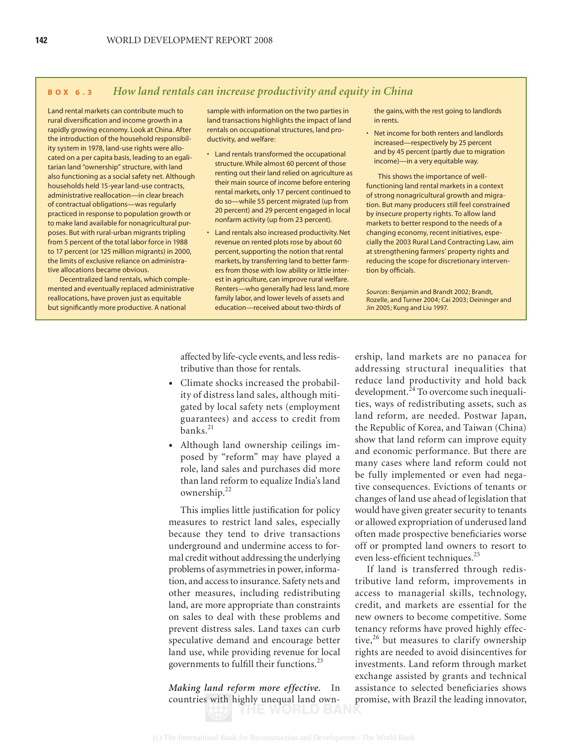## BOX 6.3 *How land rentals can increase productivity and equity in China*

Land rental markets can contribute much to rural diversification and income growth in a rapidly growing economy. Look at China. After the introduction of the household responsibility system in 1978, land-use rights were allocated on a per capita basis, leading to an egalitarian land "ownership" structure, with land also functioning as a social safety net. Although households held 15-year land-use contracts, administrative reallocation—in clear breach of contractual obligations—was regularly practiced in response to population growth or to make land available for nonagricultural purposes. But with rural-urban migrants tripling from 5 percent of the total labor force in 1988 to 17 percent (or 125 million migrants) in 2000, the limits of exclusive reliance on administrative allocations became obvious.

Decentralized land rentals, which complemented and eventually replaced administrative reallocations, have proven just as equitable but significantly more productive. A national sample with information on the two parties in land transactions highlights the impact of land rentals on occupational structures, land productivity, and welfare:

- Land rentals transformed the occupational structure. While almost 60 percent of those renting out their land relied on agriculture as their main source of income before entering rental markets, only 17 percent continued to do so—while 55 percent migrated (up from 20 percent) and 29 percent engaged in local nonfarm activity (up from 23 percent).
- Land rentals also increased productivity. Net revenue on rented plots rose by about 60 percent, supporting the notion that rental markets, by transferring land to better farmers from those with low ability or little interest in agriculture, can improve rural welfare. Renters—who generally had less land, more family labor, and lower levels of assets and education—received about two-thirds of the gains, with the rest going to landlords in rents.
- Net income for both renters and landlords increased—respectively by 25 percent and by 45 percent (partly due to migration income)—in a very equitable way.

This shows the importance of well-functioning land rental markets in a context of strong nonagricultural growth and migration. But many producers still feel constrained by insecure property rights. To allow land markets to better respond to the needs of a changing economy, recent initiatives, especially the 2003 Rural Land Contracting Law, aim at strengthening farmers' property rights and reducing the scope for discretionary intervention by officials.

*Sources:* Benjamin and Brandt 2002; Brandt, Rozelle, and Turner 2004; Cai 2003; Deininger and Jin 2005; Kung and Liu 1997.

---

affected by life-cycle events, and less redistributive than those for rentals.

- Climate shocks increased the probability of distress land sales, although mitigated by local safety nets (employment guarantees) and access to credit from banks.[21]
- Although land ownership ceilings imposed by "reform" may have played a role, land sales and purchases did more than land reform to equalize India's land ownership.[22]

This implies little justification for policy measures to restrict land sales, especially because they tend to drive transactions underground and undermine access to formal credit without addressing the underlying problems of asymmetries in power, information, and access to insurance. Safety nets and other measures, including redistributing land, are more appropriate than constraints on sales to deal with these problems and prevent distress sales. Land taxes can curb speculative demand and encourage better land use, while providing revenue for local governments to fulfill their functions.[23]

***Making land reform more effective.*** In countries with highly unequal land ownership, land markets are no panacea for addressing structural inequalities that reduce land productivity and hold back development.[24] To overcome such inequalities, ways of redistributing assets, such as land reform, are needed. Postwar Japan, the Republic of Korea, and Taiwan (China) show that land reform can improve equity and economic performance. But there are many cases where land reform could not be fully implemented or even had negative consequences. Evictions of tenants or changes of land use ahead of legislation that would have given greater security to tenants or allowed expropriation of underused land often made prospective beneficiaries worse off or prompted land owners to resort to even less-efficient techniques.[25]

If land is transferred through redistributive land reform, improvements in access to managerial skills, technology, credit, and markets are essential for the new owners to become competitive. Some tenancy reforms have proved highly effective,[26] but measures to clarify ownership rights are needed to avoid disincentives for investments. Land reform through market exchange assisted by grants and technical assistance to selected beneficiaries shows promise, with Brazil the leading innovator,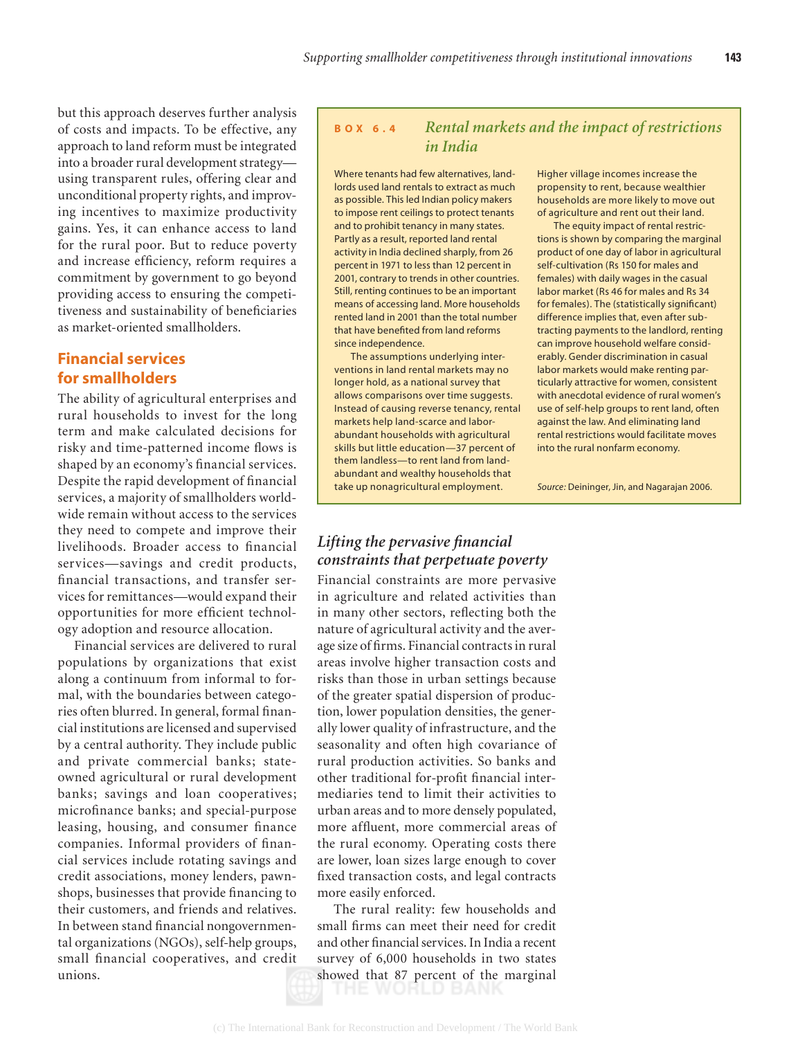but this approach deserves further analysis of costs and impacts. To be effective, any approach to land reform must be integrated into a broader rural development strategy—using transparent rules, offering clear and unconditional property rights, and improving incentives to maximize productivity gains. Yes, it can enhance access to land for the rural poor. But to reduce poverty and increase efficiency, reform requires a commitment by government to go beyond providing access to ensuring the competitiveness and sustainability of beneficiaries as market-oriented smallholders.

## Financial services for smallholders

The ability of agricultural enterprises and rural households to invest for the long term and make calculated decisions for risky and time-patterned income flows is shaped by an economy's financial services. Despite the rapid development of financial services, a majority of smallholders worldwide remain without access to the services they need to compete and improve their livelihoods. Broader access to financial services—savings and credit products, financial transactions, and transfer services for remittances—would expand their opportunities for more efficient technology adoption and resource allocation.

Financial services are delivered to rural populations by organizations that exist along a continuum from informal to formal, with the boundaries between categories often blurred. In general, formal financial institutions are licensed and supervised by a central authority. They include public and private commercial banks; state-owned agricultural or rural development banks; savings and loan cooperatives; microfinance banks; and special-purpose leasing, housing, and consumer finance companies. Informal providers of financial services include rotating savings and credit associations, money lenders, pawnshops, businesses that provide financing to their customers, and friends and relatives. In between stand financial nongovernmental organizations (NGOs), self-help groups, small financial cooperatives, and credit unions.

---

**BOX 6.4** *Rental markets and the impact of restrictions in India*

Where tenants had few alternatives, landlords used land rentals to extract as much as possible. This led Indian policy makers to impose rent ceilings to protect tenants and to prohibit tenancy in many states. Partly as a result, reported land rental activity in India declined sharply, from 26 percent in 1971 to less than 12 percent in 2001, contrary to trends in other countries. Still, renting continues to be an important means of accessing land. More households rented land in 2001 than the total number that have benefited from land reforms since independence.

The assumptions underlying interventions in land rental markets may no longer hold, as a national survey that allows comparisons over time suggests. Instead of causing reverse tenancy, rental markets help land-scarce and labor-abundant households with agricultural skills but little education—37 percent of them landless—to rent land from land-abundant and wealthy households that take up nonagricultural employment. Higher village incomes increase the propensity to rent, because wealthier households are more likely to move out of agriculture and rent out their land.

The equity impact of rental restrictions is shown by comparing the marginal product of one day of labor in agricultural self-cultivation (Rs 150 for males and females) with daily wages in the casual labor market (Rs 46 for males and Rs 34 for females). The (statistically significant) difference implies that, even after subtracting payments to the landlord, renting can improve household welfare considerably. Gender discrimination in casual labor markets would make renting particularly attractive for women, consistent with anecdotal evidence of rural women's use of self-help groups to rent land, often against the law. And eliminating land rental restrictions would facilitate moves into the rural nonfarm economy.

*Source:* Deininger, Jin, and Nagarajan 2006.

---

### *Lifting the pervasive financial constraints that perpetuate poverty*

Financial constraints are more pervasive in agriculture and related activities than in many other sectors, reflecting both the nature of agricultural activity and the average size of firms. Financial contracts in rural areas involve higher transaction costs and risks than those in urban settings because of the greater spatial dispersion of production, lower population densities, the generally lower quality of infrastructure, and the seasonality and often high covariance of rural production activities. So banks and other traditional for-profit financial intermediaries tend to limit their activities to urban areas and to more densely populated, more affluent, more commercial areas of the rural economy. Operating costs there are lower, loan sizes large enough to cover fixed transaction costs, and legal contracts more easily enforced.

The rural reality: few households and small firms can meet their need for credit and other financial services. In India a recent survey of 6,000 households in two states showed that 87 percent of the marginal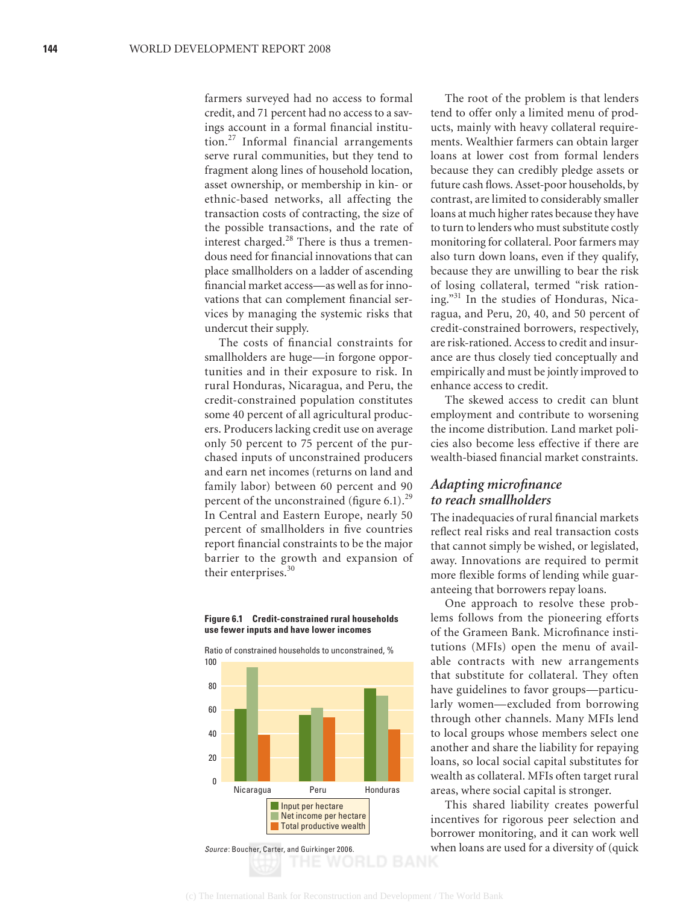farmers surveyed had no access to formal credit, and 71 percent had no access to a savings account in a formal financial institution.[27] Informal financial arrangements serve rural communities, but they tend to fragment along lines of household location, asset ownership, or membership in kin- or ethnic-based networks, all affecting the transaction costs of contracting, the size of the possible transactions, and the rate of interest charged.[28] There is thus a tremendous need for financial innovations that can place smallholders on a ladder of ascending financial market access—as well as for innovations that can complement financial services by managing the systemic risks that undercut their supply.

The costs of financial constraints for smallholders are huge—in forgone opportunities and in their exposure to risk. In rural Honduras, Nicaragua, and Peru, the credit-constrained population constitutes some 40 percent of all agricultural producers. Producers lacking credit use on average only 50 percent to 75 percent of the purchased inputs of unconstrained producers and earn net incomes (returns on land and family labor) between 60 percent and 90 percent of the unconstrained (figure 6.1).[29] In Central and Eastern Europe, nearly 50 percent of smallholders in five countries report financial constraints to be the major barrier to the growth and expansion of their enterprises.[30]

**Figure 6.1 Credit-constrained rural households use fewer inputs and have lower incomes**

Ratio of constrained households to unconstrained, %

| | Input per hectare | Net income per hectare | Total productive wealth |
|---|---|---|---|
| Nicaragua | 61 | 96 | 39 |
| Peru | 56 | 62 | 54 |
| Honduras | 78 | 72 | 43 |

*Source:* Boucher, Carter, and Guirkinger 2006.

The root of the problem is that lenders tend to offer only a limited menu of products, mainly with heavy collateral requirements. Wealthier farmers can obtain larger loans at lower cost from formal lenders because they can credibly pledge assets or future cash flows. Asset-poor households, by contrast, are limited to considerably smaller loans at much higher rates because they have to turn to lenders who must substitute costly monitoring for collateral. Poor farmers may also turn down loans, even if they qualify, because they are unwilling to bear the risk of losing collateral, termed "risk rationing."[31] In the studies of Honduras, Nicaragua, and Peru, 20, 40, and 50 percent of credit-constrained borrowers, respectively, are risk-rationed. Access to credit and insurance are thus closely tied conceptually and empirically and must be jointly improved to enhance access to credit.

The skewed access to credit can blunt employment and contribute to worsening the income distribution. Land market policies also become less effective if there are wealth-biased financial market constraints.

## *Adapting microfinance to reach smallholders*

The inadequacies of rural financial markets reflect real risks and real transaction costs that cannot simply be wished, or legislated, away. Innovations are required to permit more flexible forms of lending while guaranteeing that borrowers repay loans.

One approach to resolve these problems follows from the pioneering efforts of the Grameen Bank. Microfinance institutions (MFIs) open the menu of available contracts with new arrangements that substitute for collateral. They often have guidelines to favor groups—particularly women—excluded from borrowing through other channels. Many MFIs lend to local groups whose members select one another and share the liability for repaying loans, so local social capital substitutes for wealth as collateral. MFIs often target rural areas, where social capital is stronger.

This shared liability creates powerful incentives for rigorous peer selection and borrower monitoring, and it can work well when loans are used for a diversity of (quick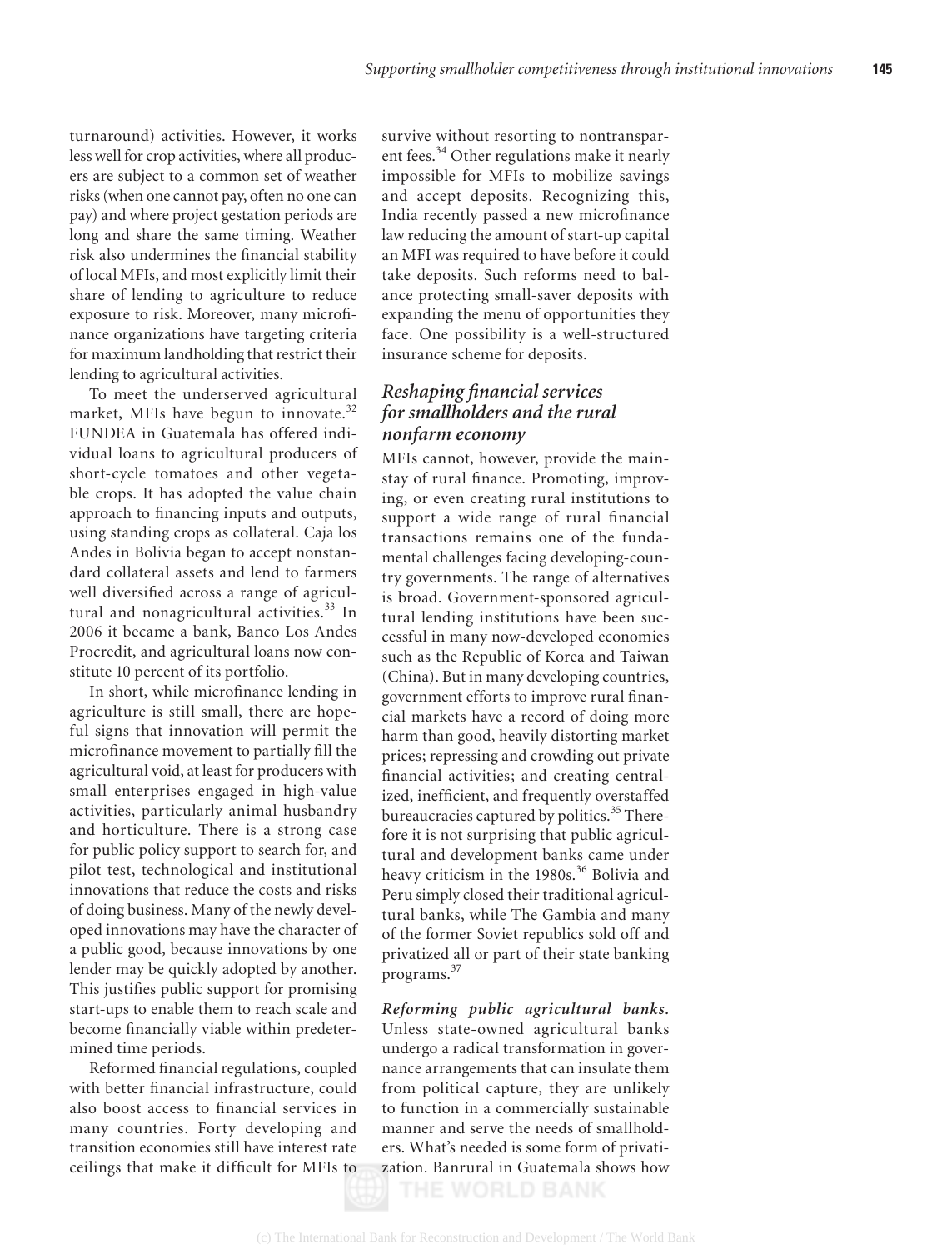turnaround) activities. However, it works less well for crop activities, where all producers are subject to a common set of weather risks (when one cannot pay, often no one can pay) and where project gestation periods are long and share the same timing. Weather risk also undermines the financial stability of local MFIs, and most explicitly limit their share of lending to agriculture to reduce exposure to risk. Moreover, many microfinance organizations have targeting criteria for maximum landholding that restrict their lending to agricultural activities.

To meet the underserved agricultural market, MFIs have begun to innovate.[32] FUNDEA in Guatemala has offered individual loans to agricultural producers of short-cycle tomatoes and other vegetable crops. It has adopted the value chain approach to financing inputs and outputs, using standing crops as collateral. Caja los Andes in Bolivia began to accept nonstandard collateral assets and lend to farmers well diversified across a range of agricultural and nonagricultural activities.[33] In 2006 it became a bank, Banco Los Andes Procredit, and agricultural loans now constitute 10 percent of its portfolio.

In short, while microfinance lending in agriculture is still small, there are hopeful signs that innovation will permit the microfinance movement to partially fill the agricultural void, at least for producers with small enterprises engaged in high-value activities, particularly animal husbandry and horticulture. There is a strong case for public policy support to search for, and pilot test, technological and institutional innovations that reduce the costs and risks of doing business. Many of the newly developed innovations may have the character of a public good, because innovations by one lender may be quickly adopted by another. This justifies public support for promising start-ups to enable them to reach scale and become financially viable within predetermined time periods.

Reformed financial regulations, coupled with better financial infrastructure, could also boost access to financial services in many countries. Forty developing and transition economies still have interest rate ceilings that make it difficult for MFIs to survive without resorting to nontransparent fees.[34] Other regulations make it nearly impossible for MFIs to mobilize savings and accept deposits. Recognizing this, India recently passed a new microfinance law reducing the amount of start-up capital an MFI was required to have before it could take deposits. Such reforms need to balance protecting small-saver deposits with expanding the menu of opportunities they face. One possibility is a well-structured insurance scheme for deposits.

### *Reshaping financial services for smallholders and the rural nonfarm economy*

MFIs cannot, however, provide the mainstay of rural finance. Promoting, improving, or even creating rural institutions to support a wide range of rural financial transactions remains one of the fundamental challenges facing developing-country governments. The range of alternatives is broad. Government-sponsored agricultural lending institutions have been successful in many now-developed economies such as the Republic of Korea and Taiwan (China). But in many developing countries, government efforts to improve rural financial markets have a record of doing more harm than good, heavily distorting market prices; repressing and crowding out private financial activities; and creating centralized, inefficient, and frequently overstaffed bureaucracies captured by politics.[35] Therefore it is not surprising that public agricultural and development banks came under heavy criticism in the 1980s.[36] Bolivia and Peru simply closed their traditional agricultural banks, while The Gambia and many of the former Soviet republics sold off and privatized all or part of their state banking programs.[37]

***Reforming public agricultural banks.*** Unless state-owned agricultural banks undergo a radical transformation in governance arrangements that can insulate them from political capture, they are unlikely to function in a commercially sustainable manner and serve the needs of smallholders. What's needed is some form of privatization. Banrural in Guatemala shows how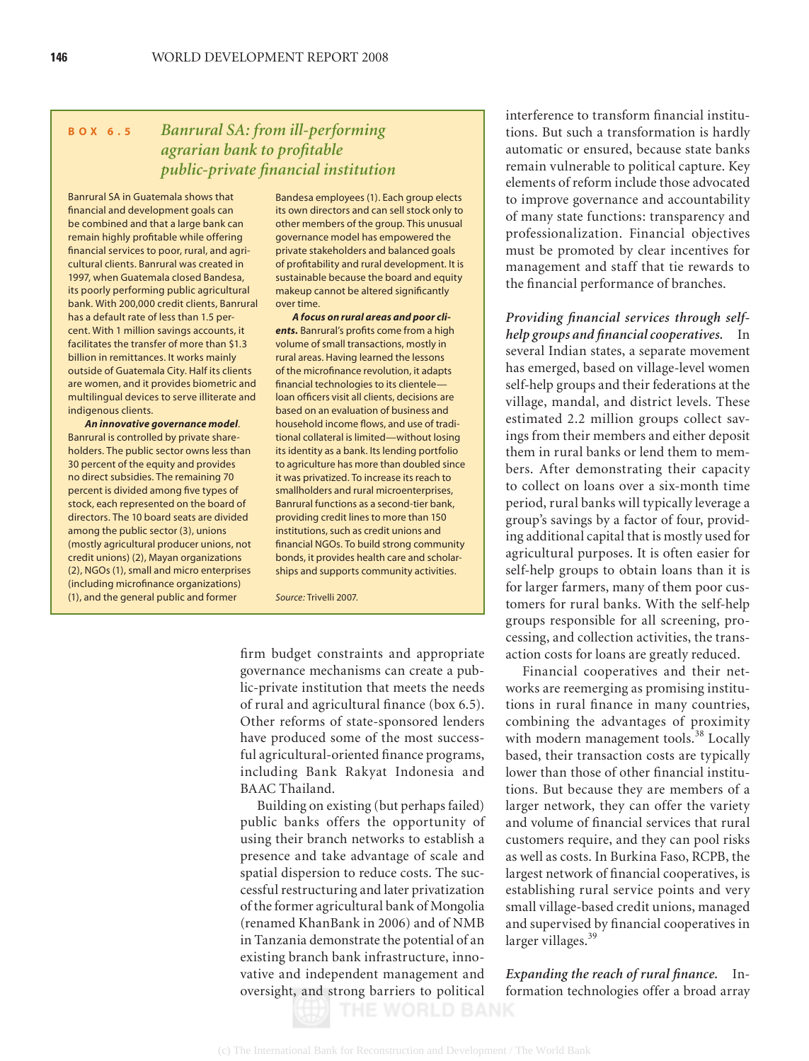### BOX 6.5 *Banrural SA: from ill-performing agrarian bank to profitable public-private financial institution*

Banrural SA in Guatemala shows that financial and development goals can be combined and that a large bank can remain highly profitable while offering financial services to poor, rural, and agricultural clients. Banrural was created in 1997, when Guatemala closed Bandesa, its poorly performing public agricultural bank. With 200,000 credit clients, Banrural has a default rate of less than 1.5 percent. With 1 million savings accounts, it facilitates the transfer of more than $1.3 billion in remittances. It works mainly outside of Guatemala City. Half its clients are women, and it provides biometric and multilingual devices to serve illiterate and indigenous clients.

***An innovative governance model***. Banrural is controlled by private shareholders. The public sector owns less than 30 percent of the equity and provides no direct subsidies. The remaining 70 percent is divided among five types of stock, each represented on the board of directors. The 10 board seats are divided among the public sector (3), unions (mostly agricultural producer unions, not credit unions) (2), Mayan organizations (2), NGOs (1), small and micro enterprises (including microfinance organizations) (1), and the general public and former Bandesa employees (1). Each group elects its own directors and can sell stock only to other members of the group. This unusual governance model has empowered the private stakeholders and balanced goals of profitability and rural development. It is sustainable because the board and equity makeup cannot be altered significantly over time.

***A focus on rural areas and poor clients.*** Banrural's profits come from a high volume of small transactions, mostly in rural areas. Having learned the lessons of the microfinance revolution, it adapts financial technologies to its clientele—loan officers visit all clients, decisions are based on an evaluation of business and household income flows, and use of traditional collateral is limited—without losing its identity as a bank. Its lending portfolio to agriculture has more than doubled since it was privatized. To increase its reach to smallholders and rural microenterprises, Banrural functions as a second-tier bank, providing credit lines to more than 150 institutions, such as credit unions and financial NGOs. To build strong community bonds, it provides health care and scholarships and supports community activities.

*Source:* Trivelli 2007.

firm budget constraints and appropriate governance mechanisms can create a public-private institution that meets the needs of rural and agricultural finance (box 6.5). Other reforms of state-sponsored lenders have produced some of the most successful agricultural-oriented finance programs, including Bank Rakyat Indonesia and BAAC Thailand.

Building on existing (but perhaps failed) public banks offers the opportunity of using their branch networks to establish a presence and take advantage of scale and spatial dispersion to reduce costs. The successful restructuring and later privatization of the former agricultural bank of Mongolia (renamed KhanBank in 2006) and of NMB in Tanzania demonstrate the potential of an existing branch bank infrastructure, innovative and independent management and oversight, and strong barriers to political interference to transform financial institutions. But such a transformation is hardly automatic or ensured, because state banks remain vulnerable to political capture. Key elements of reform include those advocated to improve governance and accountability of many state functions: transparency and professionalization. Financial objectives must be promoted by clear incentives for management and staff that tie rewards to the financial performance of branches.

*Providing financial services through self-help groups and financial cooperatives.* In several Indian states, a separate movement has emerged, based on village-level women self-help groups and their federations at the village, mandal, and district levels. These estimated 2.2 million groups collect savings from their members and either deposit them in rural banks or lend them to members. After demonstrating their capacity to collect on loans over a six-month time period, rural banks will typically leverage a group's savings by a factor of four, providing additional capital that is mostly used for agricultural purposes. It is often easier for self-help groups to obtain loans than it is for larger farmers, many of them poor customers for rural banks. With the self-help groups responsible for all screening, processing, and collection activities, the transaction costs for loans are greatly reduced.

Financial cooperatives and their networks are reemerging as promising institutions in rural finance in many countries, combining the advantages of proximity with modern management tools.[38] Locally based, their transaction costs are typically lower than those of other financial institutions. But because they are members of a larger network, they can offer the variety and volume of financial services that rural customers require, and they can pool risks as well as costs. In Burkina Faso, RCPB, the largest network of financial cooperatives, is establishing rural service points and very small village-based credit unions, managed and supervised by financial cooperatives in larger villages.[39]

*Expanding the reach of rural finance.* Information technologies offer a broad array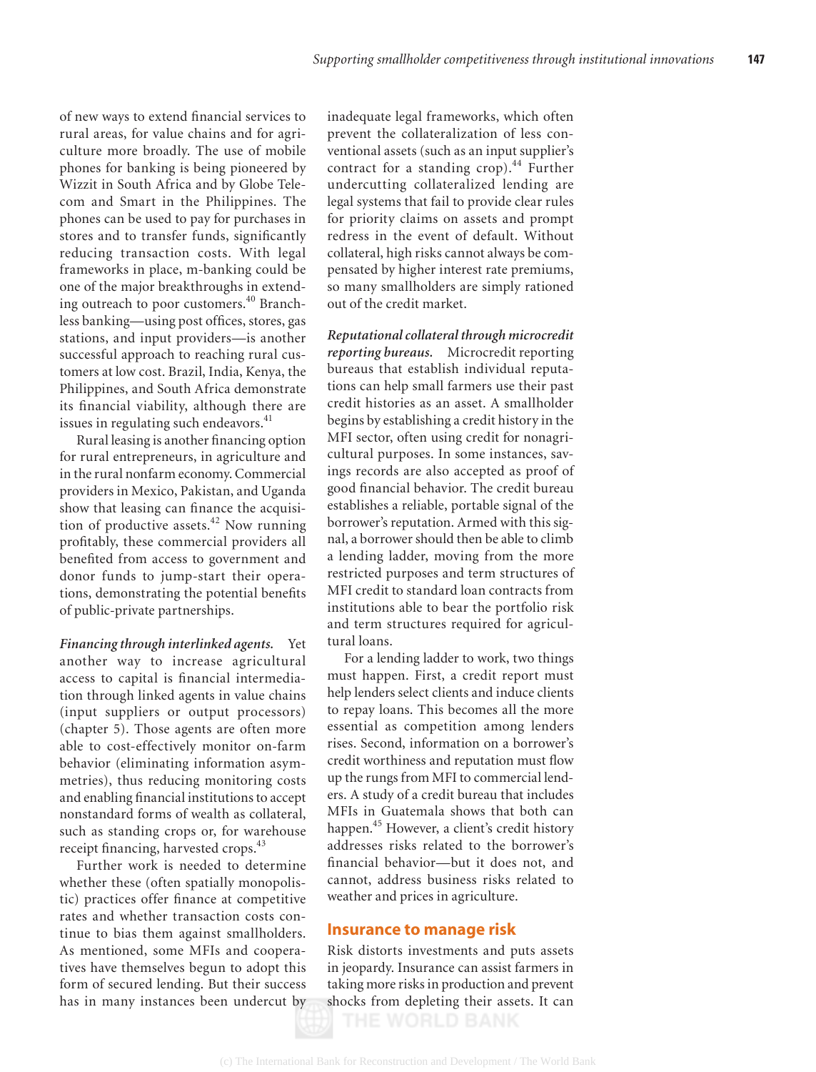of new ways to extend financial services to rural areas, for value chains and for agriculture more broadly. The use of mobile phones for banking is being pioneered by Wizzit in South Africa and by Globe Telecom and Smart in the Philippines. The phones can be used to pay for purchases in stores and to transfer funds, significantly reducing transaction costs. With legal frameworks in place, m-banking could be one of the major breakthroughs in extending outreach to poor customers.[40] Branchless banking—using post offices, stores, gas stations, and input providers—is another successful approach to reaching rural customers at low cost. Brazil, India, Kenya, the Philippines, and South Africa demonstrate its financial viability, although there are issues in regulating such endeavors.[41]

Rural leasing is another financing option for rural entrepreneurs, in agriculture and in the rural nonfarm economy. Commercial providers in Mexico, Pakistan, and Uganda show that leasing can finance the acquisition of productive assets.[42] Now running profitably, these commercial providers all benefited from access to government and donor funds to jump-start their operations, demonstrating the potential benefits of public-private partnerships.

***Financing through interlinked agents.*** Yet another way to increase agricultural access to capital is financial intermediation through linked agents in value chains (input suppliers or output processors) (chapter 5). Those agents are often more able to cost-effectively monitor on-farm behavior (eliminating information asymmetries), thus reducing monitoring costs and enabling financial institutions to accept nonstandard forms of wealth as collateral, such as standing crops or, for warehouse receipt financing, harvested crops.[43]

Further work is needed to determine whether these (often spatially monopolistic) practices offer finance at competitive rates and whether transaction costs continue to bias them against smallholders. As mentioned, some MFIs and cooperatives have themselves begun to adopt this form of secured lending. But their success has in many instances been undercut by inadequate legal frameworks, which often prevent the collateralization of less conventional assets (such as an input supplier's contract for a standing crop).[44] Further undercutting collateralized lending are legal systems that fail to provide clear rules for priority claims on assets and prompt redress in the event of default. Without collateral, high risks cannot always be compensated by higher interest rate premiums, so many smallholders are simply rationed out of the credit market.

***Reputational collateral through microcredit reporting bureaus.*** Microcredit reporting bureaus that establish individual reputations can help small farmers use their past credit histories as an asset. A smallholder begins by establishing a credit history in the MFI sector, often using credit for nonagricultural purposes. In some instances, savings records are also accepted as proof of good financial behavior. The credit bureau establishes a reliable, portable signal of the borrower's reputation. Armed with this signal, a borrower should then be able to climb a lending ladder, moving from the more restricted purposes and term structures of MFI credit to standard loan contracts from institutions able to bear the portfolio risk and term structures required for agricultural loans.

For a lending ladder to work, two things must happen. First, a credit report must help lenders select clients and induce clients to repay loans. This becomes all the more essential as competition among lenders rises. Second, information on a borrower's credit worthiness and reputation must flow up the rungs from MFI to commercial lenders. A study of a credit bureau that includes MFIs in Guatemala shows that both can happen.[45] However, a client's credit history addresses risks related to the borrower's financial behavior—but it does not, and cannot, address business risks related to weather and prices in agriculture.

## Insurance to manage risk

Risk distorts investments and puts assets in jeopardy. Insurance can assist farmers in taking more risks in production and prevent shocks from depleting their assets. It can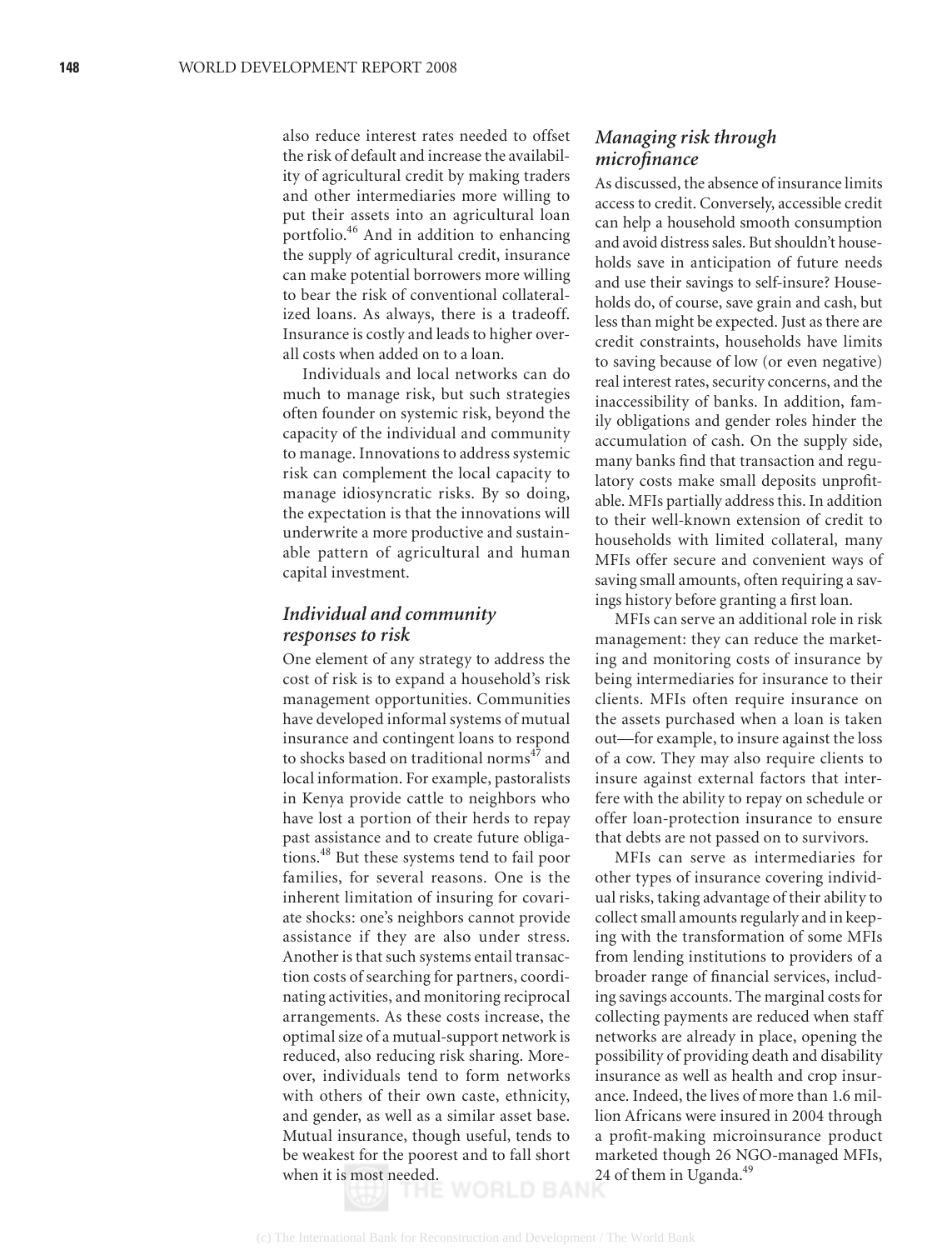also reduce interest rates needed to offset the risk of default and increase the availability of agricultural credit by making traders and other intermediaries more willing to put their assets into an agricultural loan portfolio.[46] And in addition to enhancing the supply of agricultural credit, insurance can make potential borrowers more willing to bear the risk of conventional collateralized loans. As always, there is a tradeoff. Insurance is costly and leads to higher overall costs when added on to a loan.

Individuals and local networks can do much to manage risk, but such strategies often founder on systemic risk, beyond the capacity of the individual and community to manage. Innovations to address systemic risk can complement the local capacity to manage idiosyncratic risks. By so doing, the expectation is that the innovations will underwrite a more productive and sustainable pattern of agricultural and human capital investment.

### *Individual and community responses to risk*

One element of any strategy to address the cost of risk is to expand a household's risk management opportunities. Communities have developed informal systems of mutual insurance and contingent loans to respond to shocks based on traditional norms[47] and local information. For example, pastoralists in Kenya provide cattle to neighbors who have lost a portion of their herds to repay past assistance and to create future obligations.[48] But these systems tend to fail poor families, for several reasons. One is the inherent limitation of insuring for covariate shocks: one's neighbors cannot provide assistance if they are also under stress. Another is that such systems entail transaction costs of searching for partners, coordinating activities, and monitoring reciprocal arrangements. As these costs increase, the optimal size of a mutual-support network is reduced, also reducing risk sharing. Moreover, individuals tend to form networks with others of their own caste, ethnicity, and gender, as well as a similar asset base. Mutual insurance, though useful, tends to be weakest for the poorest and to fall short when it is most needed.

### *Managing risk through microfinance*

As discussed, the absence of insurance limits access to credit. Conversely, accessible credit can help a household smooth consumption and avoid distress sales. But shouldn't households save in anticipation of future needs and use their savings to self-insure? Households do, of course, save grain and cash, but less than might be expected. Just as there are credit constraints, households have limits to saving because of low (or even negative) real interest rates, security concerns, and the inaccessibility of banks. In addition, family obligations and gender roles hinder the accumulation of cash. On the supply side, many banks find that transaction and regulatory costs make small deposits unprofitable. MFIs partially address this. In addition to their well-known extension of credit to households with limited collateral, many MFIs offer secure and convenient ways of saving small amounts, often requiring a savings history before granting a first loan.

MFIs can serve an additional role in risk management: they can reduce the marketing and monitoring costs of insurance by being intermediaries for insurance to their clients. MFIs often require insurance on the assets purchased when a loan is taken out—for example, to insure against the loss of a cow. They may also require clients to insure against external factors that interfere with the ability to repay on schedule or offer loan-protection insurance to ensure that debts are not passed on to survivors.

MFIs can serve as intermediaries for other types of insurance covering individual risks, taking advantage of their ability to collect small amounts regularly and in keeping with the transformation of some MFIs from lending institutions to providers of a broader range of financial services, including savings accounts. The marginal costs for collecting payments are reduced when staff networks are already in place, opening the possibility of providing death and disability insurance as well as health and crop insurance. Indeed, the lives of more than 1.6 million Africans were insured in 2004 through a profit-making microinsurance product marketed though 26 NGO-managed MFIs, 24 of them in Uganda.[49]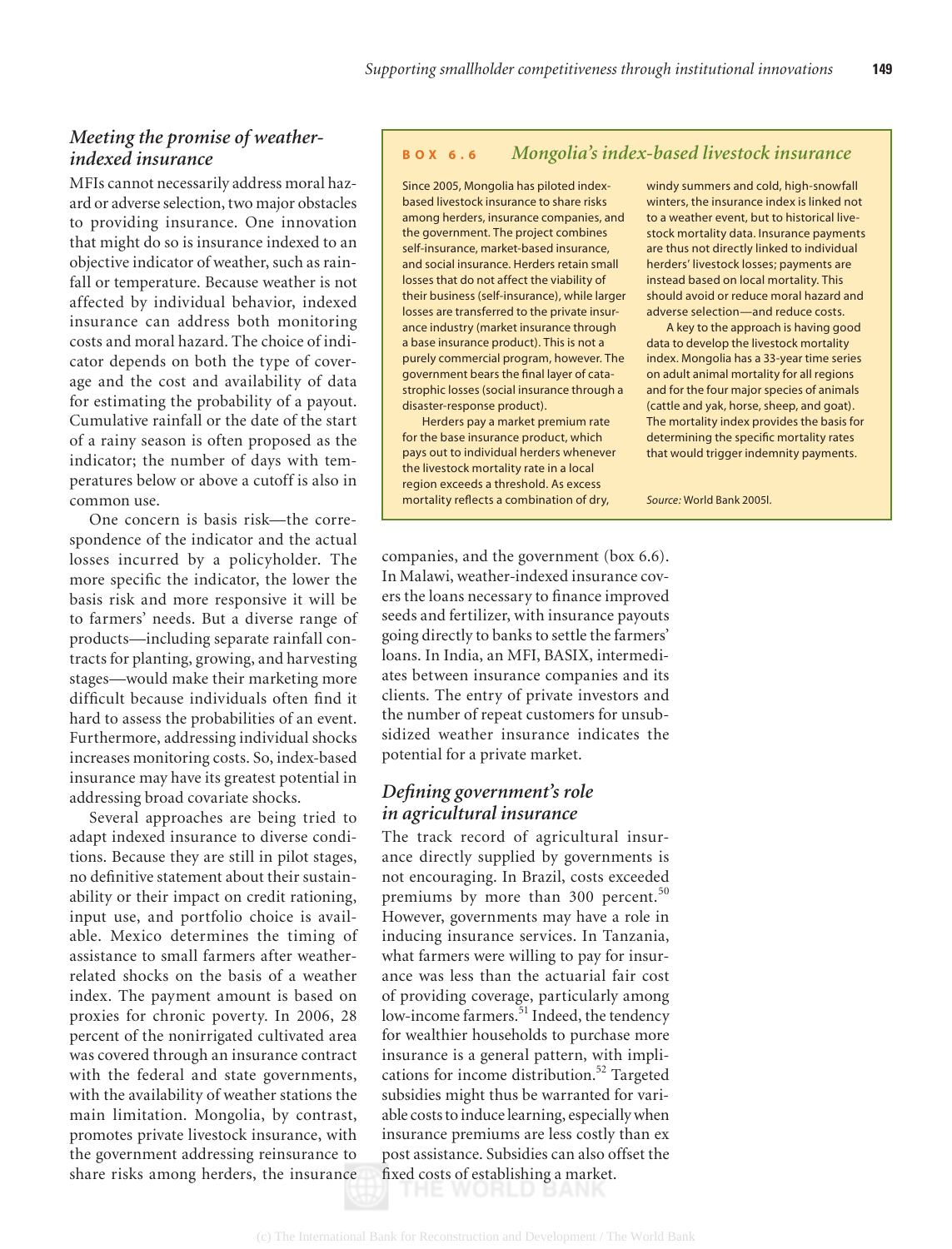### *Meeting the promise of weather-indexed insurance*

MFIs cannot necessarily address moral hazard or adverse selection, two major obstacles to providing insurance. One innovation that might do so is insurance indexed to an objective indicator of weather, such as rainfall or temperature. Because weather is not affected by individual behavior, indexed insurance can address both monitoring costs and moral hazard. The choice of indicator depends on both the type of coverage and the cost and availability of data for estimating the probability of a payout. Cumulative rainfall or the date of the start of a rainy season is often proposed as the indicator; the number of days with temperatures below or above a cutoff is also in common use.

One concern is basis risk—the correspondence of the indicator and the actual losses incurred by a policyholder. The more specific the indicator, the lower the basis risk and more responsive it will be to farmers' needs. But a diverse range of products—including separate rainfall contracts for planting, growing, and harvesting stages—would make their marketing more difficult because individuals often find it hard to assess the probabilities of an event. Furthermore, addressing individual shocks increases monitoring costs. So, index-based insurance may have its greatest potential in addressing broad covariate shocks.

Several approaches are being tried to adapt indexed insurance to diverse conditions. Because they are still in pilot stages, no definitive statement about their sustainability or their impact on credit rationing, input use, and portfolio choice is available. Mexico determines the timing of assistance to small farmers after weather-related shocks on the basis of a weather index. The payment amount is based on proxies for chronic poverty. In 2006, 28 percent of the nonirrigated cultivated area was covered through an insurance contract with the federal and state governments, with the availability of weather stations the main limitation. Mongolia, by contrast, promotes private livestock insurance, with the government addressing reinsurance to share risks among herders, the insurance companies, and the government (box 6.6). In Malawi, weather-indexed insurance covers the loans necessary to finance improved seeds and fertilizer, with insurance payouts going directly to banks to settle the farmers' loans. In India, an MFI, BASIX, intermediates between insurance companies and its clients. The entry of private investors and the number of repeat customers for unsubsidized weather insurance indicates the potential for a private market.

> **BOX 6.6** *Mongolia's index-based livestock insurance*
>
> Since 2005, Mongolia has piloted index-based livestock insurance to share risks among herders, insurance companies, and the government. The project combines self-insurance, market-based insurance, and social insurance. Herders retain small losses that do not affect the viability of their business (self-insurance), while larger losses are transferred to the private insurance industry (market insurance through a base insurance product). This is not a purely commercial program, however. The government bears the final layer of catastrophic losses (social insurance through a disaster-response product).
>
> Herders pay a market premium rate for the base insurance product, which pays out to individual herders whenever the livestock mortality rate in a local region exceeds a threshold. As excess mortality reflects a combination of dry, windy summers and cold, high-snowfall winters, the insurance index is linked not to a weather event, but to historical livestock mortality data. Insurance payments are thus not directly linked to individual herders' livestock losses; payments are instead based on local mortality. This should avoid or reduce moral hazard and adverse selection—and reduce costs.
>
> A key to the approach is having good data to develop the livestock mortality index. Mongolia has a 33-year time series on adult animal mortality for all regions and for the four major species of animals (cattle and yak, horse, sheep, and goat). The mortality index provides the basis for determining the specific mortality rates that would trigger indemnity payments.
>
> *Source:* World Bank 2005l.

### *Defining government's role in agricultural insurance*

The track record of agricultural insurance directly supplied by governments is not encouraging. In Brazil, costs exceeded premiums by more than 300 percent.[50] However, governments may have a role in inducing insurance services. In Tanzania, what farmers were willing to pay for insurance was less than the actuarial fair cost of providing coverage, particularly among low-income farmers.[51] Indeed, the tendency for wealthier households to purchase more insurance is a general pattern, with implications for income distribution.[52] Targeted subsidies might thus be warranted for variable costs to induce learning, especially when insurance premiums are less costly than ex post assistance. Subsidies can also offset the fixed costs of establishing a market.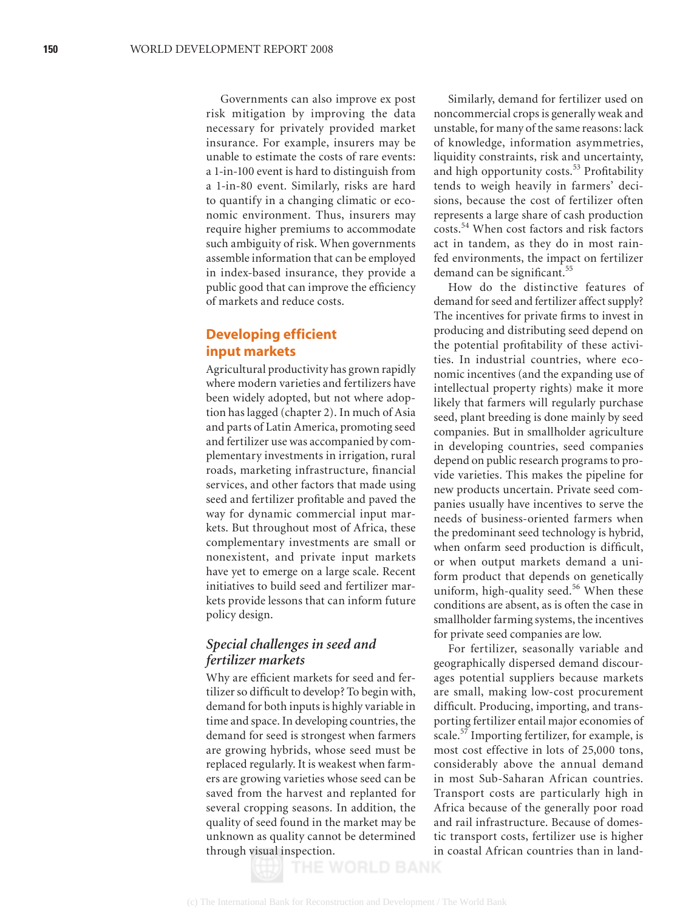Governments can also improve ex post risk mitigation by improving the data necessary for privately provided market insurance. For example, insurers may be unable to estimate the costs of rare events: a 1-in-100 event is hard to distinguish from a 1-in-80 event. Similarly, risks are hard to quantify in a changing climatic or economic environment. Thus, insurers may require higher premiums to accommodate such ambiguity of risk. When governments assemble information that can be employed in index-based insurance, they provide a public good that can improve the efficiency of markets and reduce costs.

## Developing efficient input markets

Agricultural productivity has grown rapidly where modern varieties and fertilizers have been widely adopted, but not where adoption has lagged (chapter 2). In much of Asia and parts of Latin America, promoting seed and fertilizer use was accompanied by complementary investments in irrigation, rural roads, marketing infrastructure, financial services, and other factors that made using seed and fertilizer profitable and paved the way for dynamic commercial input markets. But throughout most of Africa, these complementary investments are small or nonexistent, and private input markets have yet to emerge on a large scale. Recent initiatives to build seed and fertilizer markets provide lessons that can inform future policy design.

### *Special challenges in seed and fertilizer markets*

Why are efficient markets for seed and fertilizer so difficult to develop? To begin with, demand for both inputs is highly variable in time and space. In developing countries, the demand for seed is strongest when farmers are growing hybrids, whose seed must be replaced regularly. It is weakest when farmers are growing varieties whose seed can be saved from the harvest and replanted for several cropping seasons. In addition, the quality of seed found in the market may be unknown as quality cannot be determined through visual inspection.

Similarly, demand for fertilizer used on noncommercial crops is generally weak and unstable, for many of the same reasons: lack of knowledge, information asymmetries, liquidity constraints, risk and uncertainty, and high opportunity costs.[53] Profitability tends to weigh heavily in farmers' decisions, because the cost of fertilizer often represents a large share of cash production costs.[54] When cost factors and risk factors act in tandem, as they do in most rainfed environments, the impact on fertilizer demand can be significant.[55]

How do the distinctive features of demand for seed and fertilizer affect supply? The incentives for private firms to invest in producing and distributing seed depend on the potential profitability of these activities. In industrial countries, where economic incentives (and the expanding use of intellectual property rights) make it more likely that farmers will regularly purchase seed, plant breeding is done mainly by seed companies. But in smallholder agriculture in developing countries, seed companies depend on public research programs to provide varieties. This makes the pipeline for new products uncertain. Private seed companies usually have incentives to serve the needs of business-oriented farmers when the predominant seed technology is hybrid, when onfarm seed production is difficult, or when output markets demand a uniform product that depends on genetically uniform, high-quality seed.[56] When these conditions are absent, as is often the case in smallholder farming systems, the incentives for private seed companies are low.

For fertilizer, seasonally variable and geographically dispersed demand discourages potential suppliers because markets are small, making low-cost procurement difficult. Producing, importing, and transporting fertilizer entail major economies of scale.[57] Importing fertilizer, for example, is most cost effective in lots of 25,000 tons, considerably above the annual demand in most Sub-Saharan African countries. Transport costs are particularly high in Africa because of the generally poor road and rail infrastructure. Because of domestic transport costs, fertilizer use is higher in coastal African countries than in land-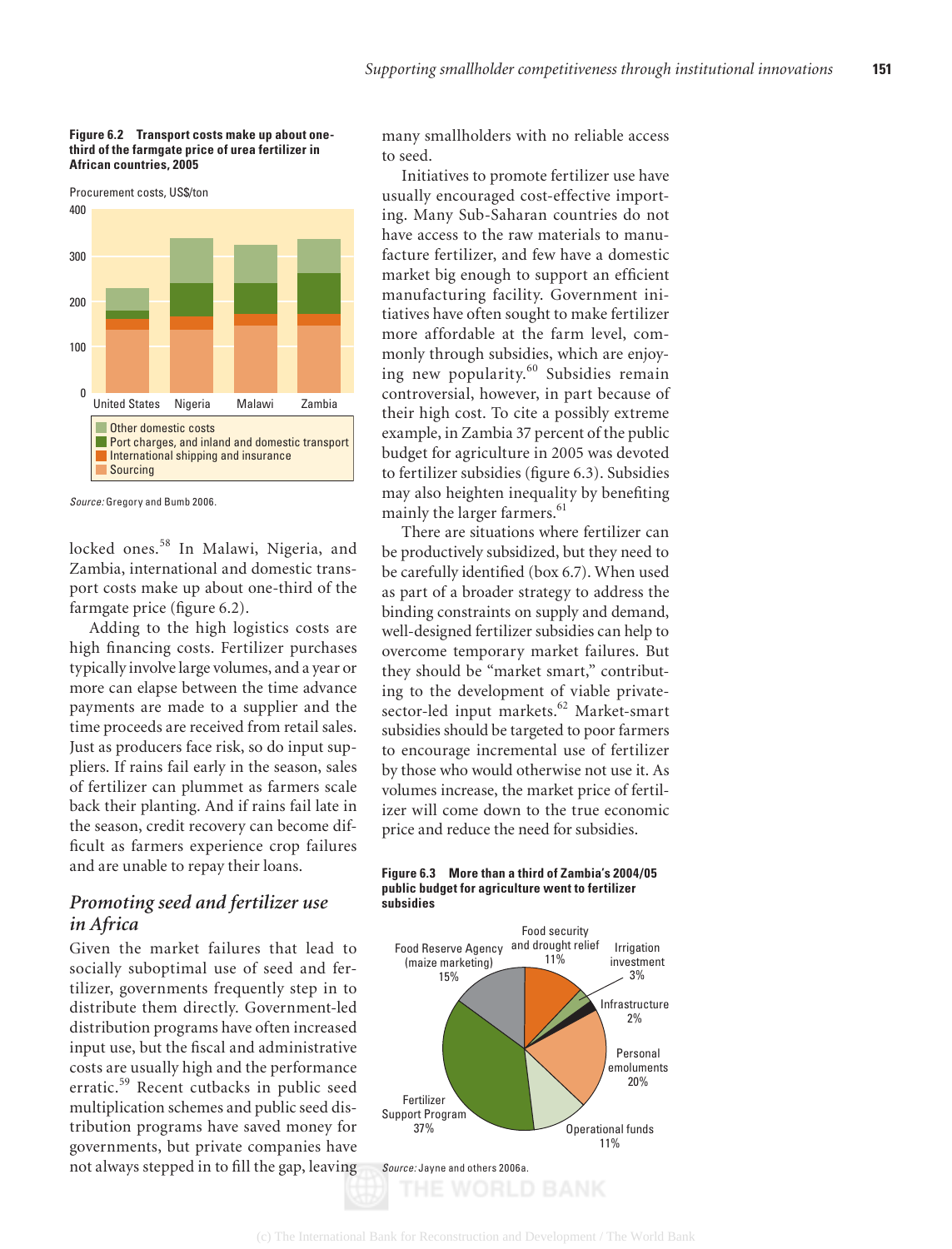**Figure 6.2 Transport costs make up about one-third of the farmgate price of urea fertilizer in African countries, 2005**

Procurement costs, US$/ton

Other domestic costs
Port charges, and inland and domestic transport
International shipping and insurance
Sourcing

*Source:* Gregory and Bumb 2006.

locked ones.[58] In Malawi, Nigeria, and Zambia, international and domestic transport costs make up about one-third of the farmgate price (figure 6.2).

Adding to the high logistics costs are high financing costs. Fertilizer purchases typically involve large volumes, and a year or more can elapse between the time advance payments are made to a supplier and the time proceeds are received from retail sales. Just as producers face risk, so do input suppliers. If rains fail early in the season, sales of fertilizer can plummet as farmers scale back their planting. And if rains fail late in the season, credit recovery can become difficult as farmers experience crop failures and are unable to repay their loans.

## *Promoting seed and fertilizer use in Africa*

Given the market failures that lead to socially suboptimal use of seed and fertilizer, governments frequently step in to distribute them directly. Government-led distribution programs have often increased input use, but the fiscal and administrative costs are usually high and the performance erratic.[59] Recent cutbacks in public seed multiplication schemes and public seed distribution programs have saved money for governments, but private companies have not always stepped in to fill the gap, leaving many smallholders with no reliable access to seed.

Initiatives to promote fertilizer use have usually encouraged cost-effective importing. Many Sub-Saharan countries do not have access to the raw materials to manufacture fertilizer, and few have a domestic market big enough to support an efficient manufacturing facility. Government initiatives have often sought to make fertilizer more affordable at the farm level, commonly through subsidies, which are enjoying new popularity.[60] Subsidies remain controversial, however, in part because of their high cost. To cite a possibly extreme example, in Zambia 37 percent of the public budget for agriculture in 2005 was devoted to fertilizer subsidies (figure 6.3). Subsidies may also heighten inequality by benefiting mainly the larger farmers.[61]

There are situations where fertilizer can be productively subsidized, but they need to be carefully identified (box 6.7). When used as part of a broader strategy to address the binding constraints on supply and demand, well-designed fertilizer subsidies can help to overcome temporary market failures. But they should be "market smart," contributing to the development of viable private-sector-led input markets.[62] Market-smart subsidies should be targeted to poor farmers to encourage incremental use of fertilizer by those who would otherwise not use it. As volumes increase, the market price of fertilizer will come down to the true economic price and reduce the need for subsidies.

**Figure 6.3 More than a third of Zambia's 2004/05 public budget for agriculture went to fertilizer subsidies**

| Item | Share |
|---|---|
| Fertilizer Support Program | 37% |
| Personal emoluments | 20% |
| Food Reserve Agency (maize marketing) | 15% |
| Food security and drought relief | 11% |
| Operational funds | 11% |
| Irrigation investment | 3% |
| Infrastructure | 2% |

*Source:* Jayne and others 2006a.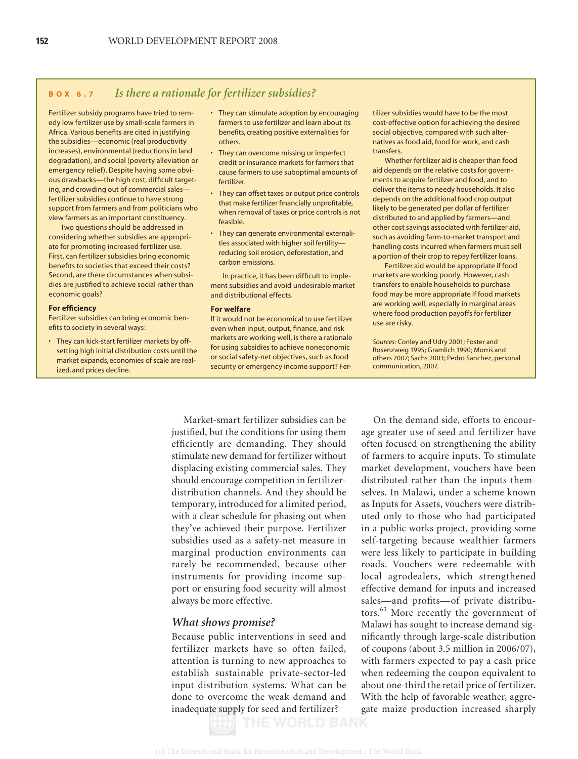### BOX 6.7 *Is there a rationale for fertilizer subsidies?*

Fertilizer subsidy programs have tried to remedy low fertilizer use by small-scale farmers in Africa. Various benefits are cited in justifying the subsidies—economic (real productivity increases), environmental (reductions in land degradation), and social (poverty alleviation or emergency relief). Despite having some obvious drawbacks—the high cost, difficult targeting, and crowding out of commercial sales—fertilizer subsidies continue to have strong support from farmers and from politicians who view farmers as an important constituency.

Two questions should be addressed in considering whether subsidies are appropriate for promoting increased fertilizer use. First, can fertilizer subsidies bring economic benefits to societies that exceed their costs? Second, are there circumstances when subsidies are justified to achieve social rather than economic goals?

**For efficiency**

Fertilizer subsidies can bring economic benefits to society in several ways:

- They can kick-start fertilizer markets by offsetting high initial distribution costs until the market expands, economies of scale are realized, and prices decline.
- They can stimulate adoption by encouraging farmers to use fertilizer and learn about its benefits, creating positive externalities for others.
- They can overcome missing or imperfect credit or insurance markets for farmers that cause farmers to use suboptimal amounts of fertilizer.
- They can offset taxes or output price controls that make fertilizer financially unprofitable, when removal of taxes or price controls is not feasible.
- They can generate environmental externalities associated with higher soil fertility—reducing soil erosion, deforestation, and carbon emissions.

In practice, it has been difficult to implement subsidies and avoid undesirable market and distributional effects.

**For welfare**

If it would not be economical to use fertilizer even when input, output, finance, and risk markets are working well, is there a rationale for using subsidies to achieve noneconomic or social safety-net objectives, such as food security or emergency income support? Fertilizer subsidies would have to be the most cost-effective option for achieving the desired social objective, compared with such alternatives as food aid, food for work, and cash transfers.

Whether fertilizer aid is cheaper than food aid depends on the relative costs for governments to acquire fertilizer and food, and to deliver the items to needy households. It also depends on the additional food crop output likely to be generated per dollar of fertilizer distributed to and applied by farmers—and other cost savings associated with fertilizer aid, such as avoiding farm-to-market transport and handling costs incurred when farmers must sell a portion of their crop to repay fertilizer loans.

Fertilizer aid would be appropriate if food markets are working poorly. However, cash transfers to enable households to purchase food may be more appropriate if food markets are working well, especially in marginal areas where food production payoffs for fertilizer use are risky.

*Sources:* Conley and Udry 2001; Foster and Rosenzweig 1995; Gramlich 1990; Morris and others 2007; Sachs 2003; Pedro Sanchez, personal communication, 2007.

Market-smart fertilizer subsidies can be justified, but the conditions for using them efficiently are demanding. They should stimulate new demand for fertilizer without displacing existing commercial sales. They should encourage competition in fertilizer-distribution channels. And they should be temporary, introduced for a limited period, with a clear schedule for phasing out when they've achieved their purpose. Fertilizer subsidies used as a safety-net measure in marginal production environments can rarely be recommended, because other instruments for providing income support or ensuring food security will almost always be more effective.

### *What shows promise?*

Because public interventions in seed and fertilizer markets have so often failed, attention is turning to new approaches to establish sustainable private-sector-led input distribution systems. What can be done to overcome the weak demand and inadequate supply for seed and fertilizer?

On the demand side, efforts to encourage greater use of seed and fertilizer have often focused on strengthening the ability of farmers to acquire inputs. To stimulate market development, vouchers have been distributed rather than the inputs themselves. In Malawi, under a scheme known as Inputs for Assets, vouchers were distributed only to those who had participated in a public works project, providing some self-targeting because wealthier farmers were less likely to participate in building roads. Vouchers were redeemable with local agrodealers, which strengthened effective demand for inputs and increased sales—and profits—of private distributors.[63] More recently the government of Malawi has sought to increase demand significantly through large-scale distribution of coupons (about 3.5 million in 2006/07), with farmers expected to pay a cash price when redeeming the coupon equivalent to about one-third the retail price of fertilizer. With the help of favorable weather, aggregate maize production increased sharply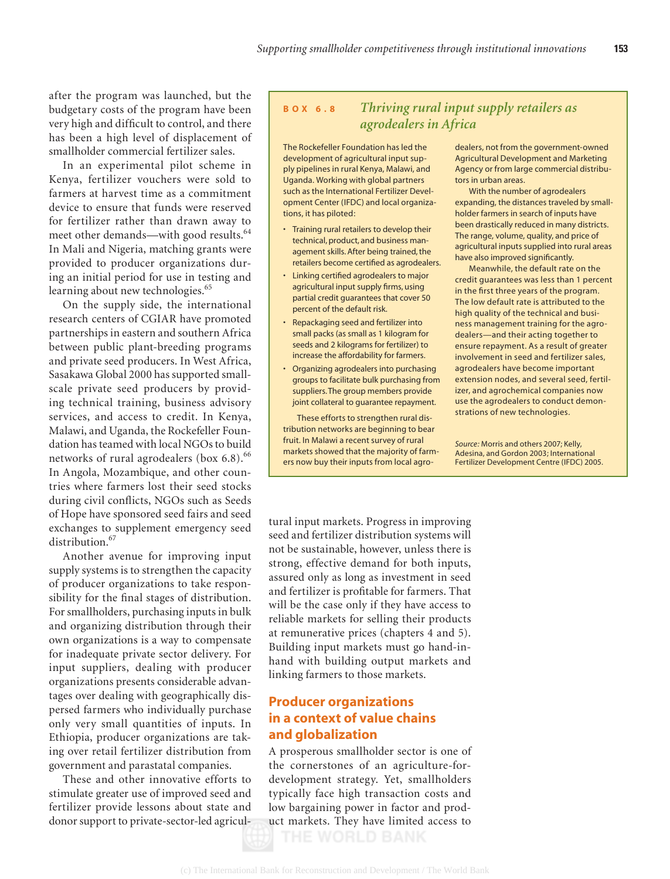after the program was launched, but the budgetary costs of the program have been very high and difficult to control, and there has been a high level of displacement of smallholder commercial fertilizer sales.

In an experimental pilot scheme in Kenya, fertilizer vouchers were sold to farmers at harvest time as a commitment device to ensure that funds were reserved for fertilizer rather than drawn away to meet other demands—with good results.[64] In Mali and Nigeria, matching grants were provided to producer organizations during an initial period for use in testing and learning about new technologies.[65]

On the supply side, the international research centers of CGIAR have promoted partnerships in eastern and southern Africa between public plant-breeding programs and private seed producers. In West Africa, Sasakawa Global 2000 has supported small-scale private seed producers by providing technical training, business advisory services, and access to credit. In Kenya, Malawi, and Uganda, the Rockefeller Foundation has teamed with local NGOs to build networks of rural agrodealers (box 6.8).[66] In Angola, Mozambique, and other countries where farmers lost their seed stocks during civil conflicts, NGOs such as Seeds of Hope have sponsored seed fairs and seed exchanges to supplement emergency seed distribution.[67]

Another avenue for improving input supply systems is to strengthen the capacity of producer organizations to take responsibility for the final stages of distribution. For smallholders, purchasing inputs in bulk and organizing distribution through their own organizations is a way to compensate for inadequate private sector delivery. For input suppliers, dealing with producer organizations presents considerable advantages over dealing with geographically dispersed farmers who individually purchase only very small quantities of inputs. In Ethiopia, producer organizations are taking over retail fertilizer distribution from government and parastatal companies.

These and other innovative efforts to stimulate greater use of improved seed and fertilizer provide lessons about state and donor support to private-sector-led agricultural input markets. Progress in improving seed and fertilizer distribution systems will not be sustainable, however, unless there is strong, effective demand for both inputs, assured only as long as investment in seed and fertilizer is profitable for farmers. That will be the case only if they have access to reliable markets for selling their products at remunerative prices (chapters 4 and 5). Building input markets must go hand-in-hand with building output markets and linking farmers to those markets.

> **BOX 6.8** *Thriving rural input supply retailers as agrodealers in Africa*
>
> The Rockefeller Foundation has led the development of agricultural input supply pipelines in rural Kenya, Malawi, and Uganda. Working with global partners such as the International Fertilizer Development Center (IFDC) and local organizations, it has piloted:
>
> - Training rural retailers to develop their technical, product, and business management skills. After being trained, the retailers become certified as agrodealers.
> - Linking certified agrodealers to major agricultural input supply firms, using partial credit guarantees that cover 50 percent of the default risk.
> - Repackaging seed and fertilizer into small packs (as small as 1 kilogram for seeds and 2 kilograms for fertilizer) to increase the affordability for farmers.
> - Organizing agrodealers into purchasing groups to facilitate bulk purchasing from suppliers. The group members provide joint collateral to guarantee repayment.
>
> These efforts to strengthen rural distribution networks are beginning to bear fruit. In Malawi a recent survey of rural markets showed that the majority of farmers now buy their inputs from local agrodealers, not from the government-owned Agricultural Development and Marketing Agency or from large commercial distributors in urban areas.
>
> With the number of agrodealers expanding, the distances traveled by smallholder farmers in search of inputs have been drastically reduced in many districts. The range, volume, quality, and price of agricultural inputs supplied into rural areas have also improved significantly.
>
> Meanwhile, the default rate on the credit guarantees was less than 1 percent in the first three years of the program. The low default rate is attributed to the high quality of the technical and business management training for the agrodealers—and their acting together to ensure repayment. As a result of greater involvement in seed and fertilizer sales, agrodealers have become important extension nodes, and several seed, fertilizer, and agrochemical companies now use the agrodealers to conduct demonstrations of new technologies.
>
> *Source:* Morris and others 2007; Kelly, Adesina, and Gordon 2003; International Fertilizer Development Centre (IFDC) 2005.

## Producer organizations in a context of value chains and globalization

A prosperous smallholder sector is one of the cornerstones of an agriculture-for-development strategy. Yet, smallholders typically face high transaction costs and low bargaining power in factor and product markets. They have limited access to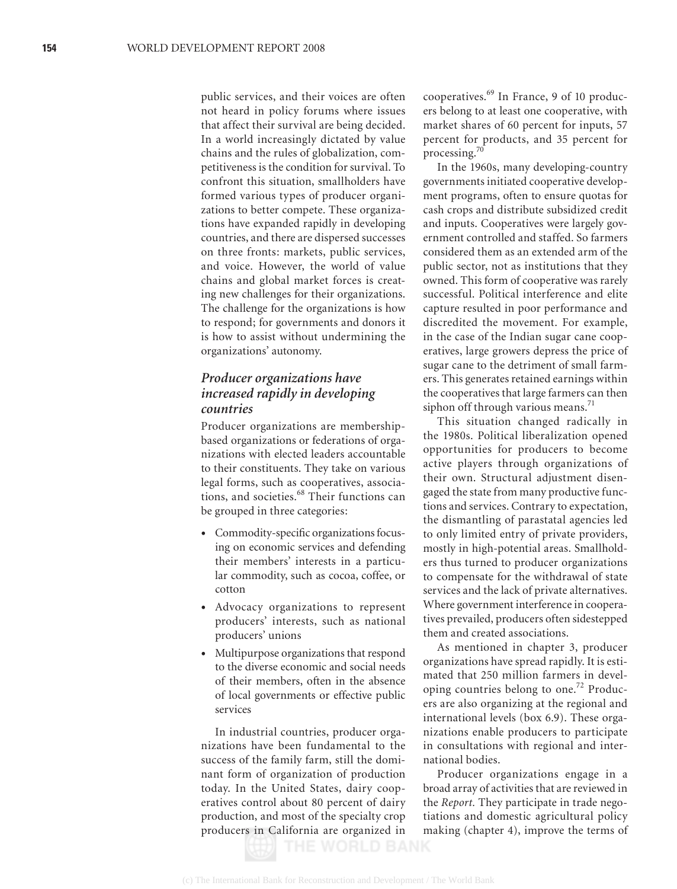public services, and their voices are often not heard in policy forums where issues that affect their survival are being decided. In a world increasingly dictated by value chains and the rules of globalization, competitiveness is the condition for survival. To confront this situation, smallholders have formed various types of producer organizations to better compete. These organizations have expanded rapidly in developing countries, and there are dispersed successes on three fronts: markets, public services, and voice. However, the world of value chains and global market forces is creating new challenges for their organizations. The challenge for the organizations is how to respond; for governments and donors it is how to assist without undermining the organizations' autonomy.

### *Producer organizations have increased rapidly in developing countries*

Producer organizations are membership-based organizations or federations of organizations with elected leaders accountable to their constituents. They take on various legal forms, such as cooperatives, associations, and societies.[68] Their functions can be grouped in three categories:

- Commodity-specific organizations focusing on economic services and defending their members' interests in a particular commodity, such as cocoa, coffee, or cotton
- Advocacy organizations to represent producers' interests, such as national producers' unions
- Multipurpose organizations that respond to the diverse economic and social needs of their members, often in the absence of local governments or effective public services

In industrial countries, producer organizations have been fundamental to the success of the family farm, still the dominant form of organization of production today. In the United States, dairy cooperatives control about 80 percent of dairy production, and most of the specialty crop producers in California are organized in cooperatives.[69] In France, 9 of 10 producers belong to at least one cooperative, with market shares of 60 percent for inputs, 57 percent for products, and 35 percent for processing.[70]

In the 1960s, many developing-country governments initiated cooperative development programs, often to ensure quotas for cash crops and distribute subsidized credit and inputs. Cooperatives were largely government controlled and staffed. So farmers considered them as an extended arm of the public sector, not as institutions that they owned. This form of cooperative was rarely successful. Political interference and elite capture resulted in poor performance and discredited the movement. For example, in the case of the Indian sugar cane cooperatives, large growers depress the price of sugar cane to the detriment of small farmers. This generates retained earnings within the cooperatives that large farmers can then siphon off through various means.[71]

This situation changed radically in the 1980s. Political liberalization opened opportunities for producers to become active players through organizations of their own. Structural adjustment disengaged the state from many productive functions and services. Contrary to expectation, the dismantling of parastatal agencies led to only limited entry of private providers, mostly in high-potential areas. Smallholders thus turned to producer organizations to compensate for the withdrawal of state services and the lack of private alternatives. Where government interference in cooperatives prevailed, producers often sidestepped them and created associations.

As mentioned in chapter 3, producer organizations have spread rapidly. It is estimated that 250 million farmers in developing countries belong to one.[72] Producers are also organizing at the regional and international levels (box 6.9). These organizations enable producers to participate in consultations with regional and international bodies.

Producer organizations engage in a broad array of activities that are reviewed in the *Report.* They participate in trade negotiations and domestic agricultural policy making (chapter 4), improve the terms of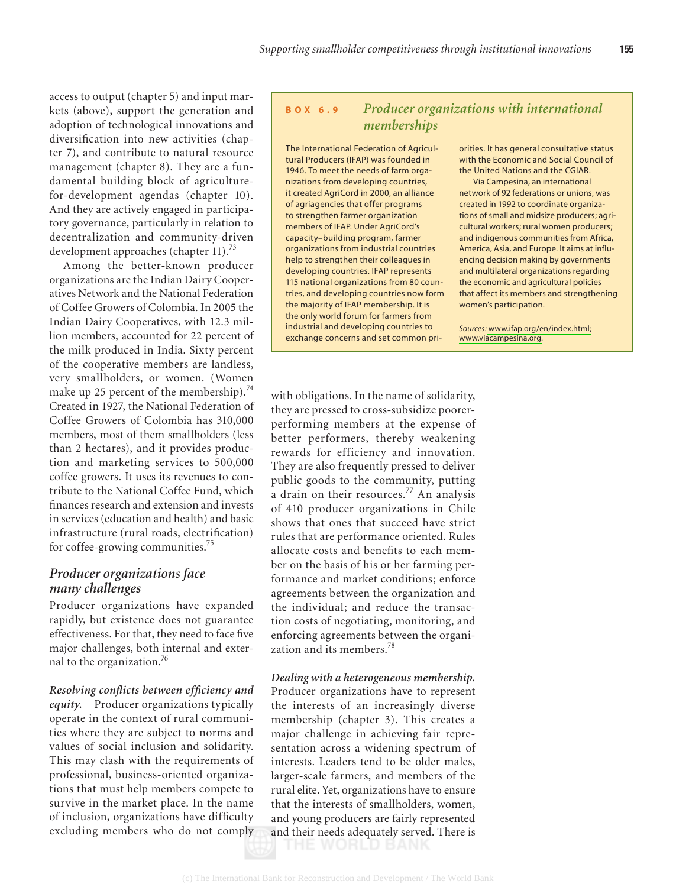access to output (chapter 5) and input markets (above), support the generation and adoption of technological innovations and diversification into new activities (chapter 7), and contribute to natural resource management (chapter 8). They are a fundamental building block of agriculture-for-development agendas (chapter 10). And they are actively engaged in participatory governance, particularly in relation to decentralization and community-driven development approaches (chapter 11).[73]

Among the better-known producer organizations are the Indian Dairy Cooperatives Network and the National Federation of Coffee Growers of Colombia. In 2005 the Indian Dairy Cooperatives, with 12.3 million members, accounted for 22 percent of the milk produced in India. Sixty percent of the cooperative members are landless, very smallholders, or women. (Women make up 25 percent of the membership).[74] Created in 1927, the National Federation of Coffee Growers of Colombia has 310,000 members, most of them smallholders (less than 2 hectares), and it provides production and marketing services to 500,000 coffee growers. It uses its revenues to contribute to the National Coffee Fund, which finances research and extension and invests in services (education and health) and basic infrastructure (rural roads, electrification) for coffee-growing communities.[75]

> **BOX 6.9 *Producer organizations with international memberships***
>
> The International Federation of Agricultural Producers (IFAP) was founded in 1946. To meet the needs of farm organizations from developing countries, it created AgriCord in 2000, an alliance of agriagencies that offer programs to strengthen farmer organization members of IFAP. Under AgriCord's capacity–building program, farmer organizations from industrial countries help to strengthen their colleagues in developing countries. IFAP represents 115 national organizations from 80 countries, and developing countries now form the majority of IFAP membership. It is the only world forum for farmers from industrial and developing countries to exchange concerns and set common priorities. It has general consultative status with the Economic and Social Council of the United Nations and the CGIAR.
>
> Via Campesina, an international network of 92 federations or unions, was created in 1992 to coordinate organizations of small and midsize producers; agricultural workers; rural women producers; and indigenous communities from Africa, America, Asia, and Europe. It aims at influencing decision making by governments and multilateral organizations regarding the economic and agricultural policies that affect its members and strengthening women's participation.
>
> *Sources:* www.ifap.org/en/index.html; www.viacampesina.org.

## *Producer organizations face many challenges*

Producer organizations have expanded rapidly, but existence does not guarantee effectiveness. For that, they need to face five major challenges, both internal and external to the organization.[76]

***Resolving conflicts between efficiency and equity.*** Producer organizations typically operate in the context of rural communities where they are subject to norms and values of social inclusion and solidarity. This may clash with the requirements of professional, business-oriented organizations that must help members compete to survive in the market place. In the name of inclusion, organizations have difficulty excluding members who do not comply with obligations. In the name of solidarity, they are pressed to cross-subsidize poorer-performing members at the expense of better performers, thereby weakening rewards for efficiency and innovation. They are also frequently pressed to deliver public goods to the community, putting a drain on their resources.[77] An analysis of 410 producer organizations in Chile shows that ones that succeed have strict rules that are performance oriented. Rules allocate costs and benefits to each member on the basis of his or her farming performance and market conditions; enforce agreements between the organization and the individual; and reduce the transaction costs of negotiating, monitoring, and enforcing agreements between the organization and its members.[78]

***Dealing with a heterogeneous membership.*** Producer organizations have to represent the interests of an increasingly diverse membership (chapter 3). This creates a major challenge in achieving fair representation across a widening spectrum of interests. Leaders tend to be older males, larger-scale farmers, and members of the rural elite. Yet, organizations have to ensure that the interests of smallholders, women, and young producers are fairly represented and their needs adequately served. There is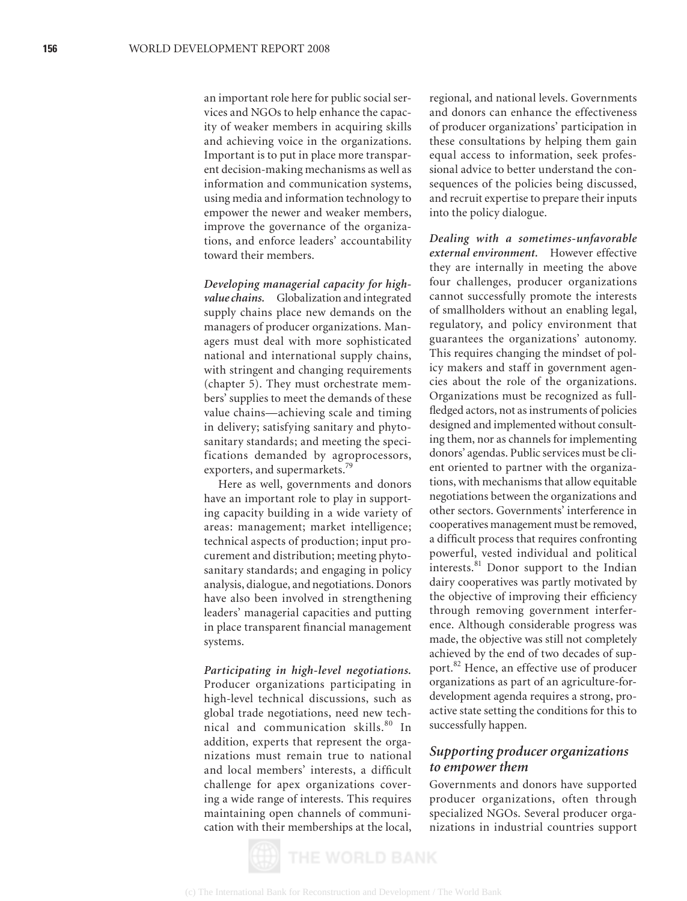an important role here for public social services and NGOs to help enhance the capacity of weaker members in acquiring skills and achieving voice in the organizations. Important is to put in place more transparent decision-making mechanisms as well as information and communication systems, using media and information technology to empower the newer and weaker members, improve the governance of the organizations, and enforce leaders' accountability toward their members.

***Developing managerial capacity for high-value chains.*** Globalization and integrated supply chains place new demands on the managers of producer organizations. Managers must deal with more sophisticated national and international supply chains, with stringent and changing requirements (chapter 5). They must orchestrate members' supplies to meet the demands of these value chains—achieving scale and timing in delivery; satisfying sanitary and phytosanitary standards; and meeting the specifications demanded by agroprocessors, exporters, and supermarkets.[79]

Here as well, governments and donors have an important role to play in supporting capacity building in a wide variety of areas: management; market intelligence; technical aspects of production; input procurement and distribution; meeting phytosanitary standards; and engaging in policy analysis, dialogue, and negotiations. Donors have also been involved in strengthening leaders' managerial capacities and putting in place transparent financial management systems.

***Participating in high-level negotiations.*** Producer organizations participating in high-level technical discussions, such as global trade negotiations, need new technical and communication skills.[80] In addition, experts that represent the organizations must remain true to national and local members' interests, a difficult challenge for apex organizations covering a wide range of interests. This requires maintaining open channels of communication with their memberships at the local, regional, and national levels. Governments and donors can enhance the effectiveness of producer organizations' participation in these consultations by helping them gain equal access to information, seek professional advice to better understand the consequences of the policies being discussed, and recruit expertise to prepare their inputs into the policy dialogue.

***Dealing with a sometimes-unfavorable external environment.*** However effective they are internally in meeting the above four challenges, producer organizations cannot successfully promote the interests of smallholders without an enabling legal, regulatory, and policy environment that guarantees the organizations' autonomy. This requires changing the mindset of policy makers and staff in government agencies about the role of the organizations. Organizations must be recognized as full-fledged actors, not as instruments of policies designed and implemented without consulting them, nor as channels for implementing donors' agendas. Public services must be client oriented to partner with the organizations, with mechanisms that allow equitable negotiations between the organizations and other sectors. Governments' interference in cooperatives management must be removed, a difficult process that requires confronting powerful, vested individual and political interests.[81] Donor support to the Indian dairy cooperatives was partly motivated by the objective of improving their efficiency through removing government interference. Although considerable progress was made, the objective was still not completely achieved by the end of two decades of support.[82] Hence, an effective use of producer organizations as part of an agriculture-for-development agenda requires a strong, proactive state setting the conditions for this to successfully happen.

## *Supporting producer organizations to empower them*

Governments and donors have supported producer organizations, often through specialized NGOs. Several producer organizations in industrial countries support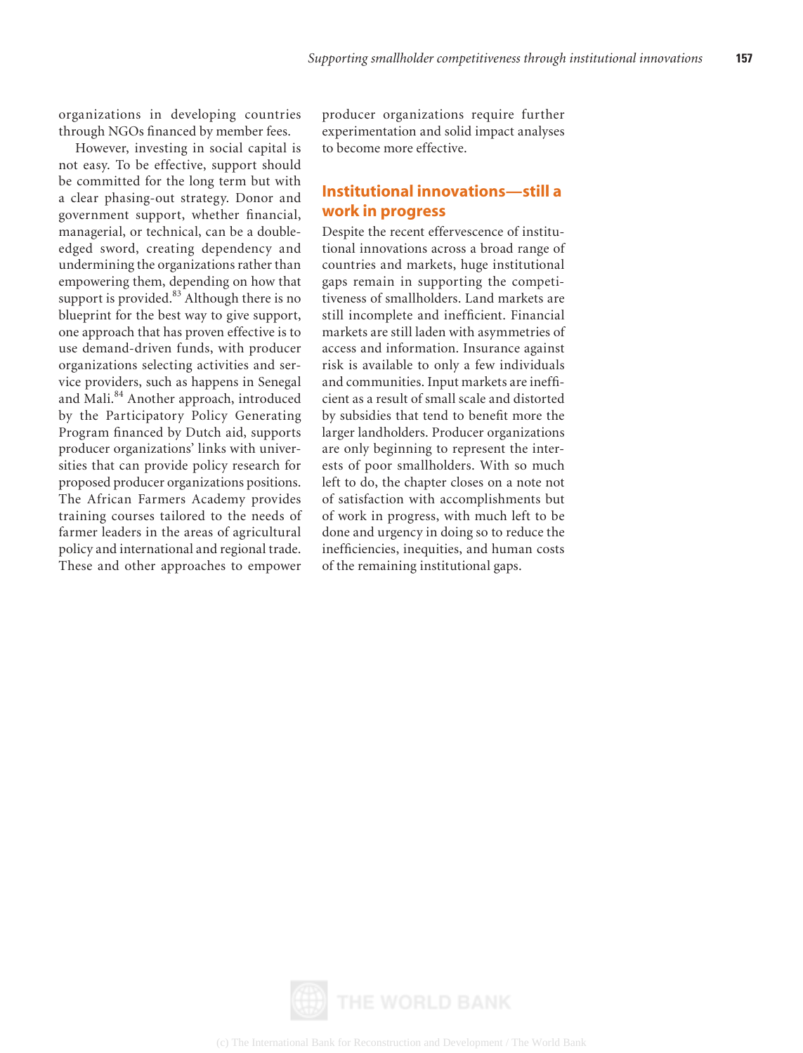organizations in developing countries through NGOs financed by member fees.

However, investing in social capital is not easy. To be effective, support should be committed for the long term but with a clear phasing-out strategy. Donor and government support, whether financial, managerial, or technical, can be a double-edged sword, creating dependency and undermining the organizations rather than empowering them, depending on how that support is provided.[83] Although there is no blueprint for the best way to give support, one approach that has proven effective is to use demand-driven funds, with producer organizations selecting activities and service providers, such as happens in Senegal and Mali.[84] Another approach, introduced by the Participatory Policy Generating Program financed by Dutch aid, supports producer organizations' links with universities that can provide policy research for proposed producer organizations positions. The African Farmers Academy provides training courses tailored to the needs of farmer leaders in the areas of agricultural policy and international and regional trade. These and other approaches to empower producer organizations require further experimentation and solid impact analyses to become more effective.

## Institutional innovations—still a work in progress

Despite the recent effervescence of institutional innovations across a broad range of countries and markets, huge institutional gaps remain in supporting the competitiveness of smallholders. Land markets are still incomplete and inefficient. Financial markets are still laden with asymmetries of access and information. Insurance against risk is available to only a few individuals and communities. Input markets are inefficient as a result of small scale and distorted by subsidies that tend to benefit more the larger landholders. Producer organizations are only beginning to represent the interests of poor smallholders. With so much left to do, the chapter closes on a note not of satisfaction with accomplishments but of work in progress, with much left to be done and urgency in doing so to reduce the inefficiencies, inequities, and human costs of the remaining institutional gaps.